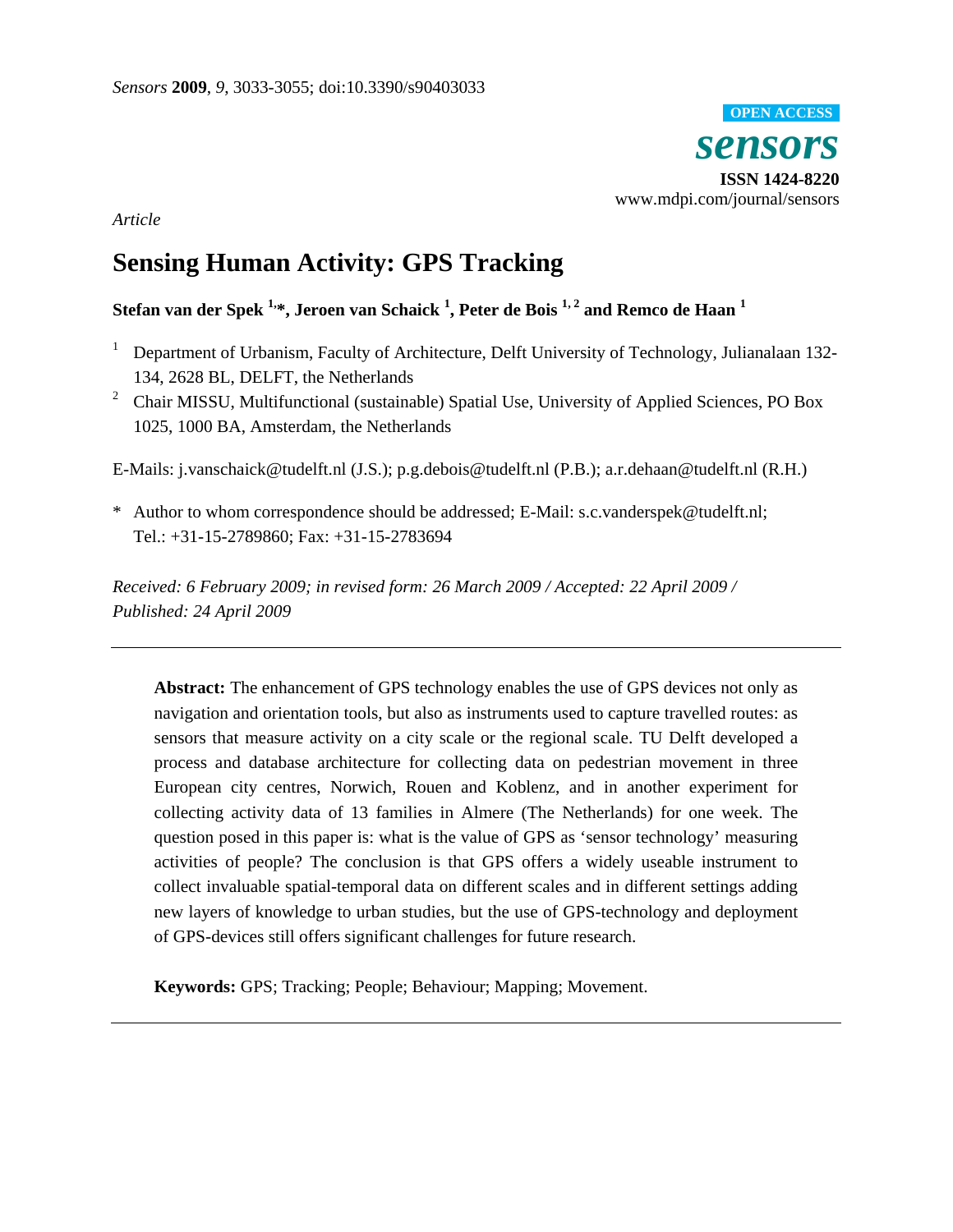*Article*

# Sensing Human Activity: GPS Tracking

**Stefan van der Spek [1,*], Jeroen van Schaick [1], Peter de Bois [1,2] and Remco de Haan [1]**

[1] Department of Urbanism, Faculty of Architecture, Delft University of Technology, Julianalaan 132-134, 2628 BL, DELFT, the Netherlands

[2] Chair MISSU, Multifunctional (sustainable) Spatial Use, University of Applied Sciences, PO Box 1025, 1000 BA, Amsterdam, the Netherlands

E-Mails: j.vanschaick@tudelft.nl (J.S.); p.g.debois@tudelft.nl (P.B.); a.r.dehaan@tudelft.nl (R.H.)

\* Author to whom correspondence should be addressed; E-Mail: s.c.vanderspek@tudelft.nl; Tel.: +31-15-2789860; Fax: +31-15-2783694

*Received: 6 February 2009; in revised form: 26 March 2009 / Accepted: 22 April 2009 / Published: 24 April 2009*

---

**Abstract:** The enhancement of GPS technology enables the use of GPS devices not only as navigation and orientation tools, but also as instruments used to capture travelled routes: as sensors that measure activity on a city scale or the regional scale. TU Delft developed a process and database architecture for collecting data on pedestrian movement in three European city centres, Norwich, Rouen and Koblenz, and in another experiment for collecting activity data of 13 families in Almere (The Netherlands) for one week. The question posed in this paper is: what is the value of GPS as 'sensor technology' measuring activities of people? The conclusion is that GPS offers a widely useable instrument to collect invaluable spatial-temporal data on different scales and in different settings adding new layers of knowledge to urban studies, but the use of GPS-technology and deployment of GPS-devices still offers significant challenges for future research.

**Keywords:** GPS; Tracking; People; Behaviour; Mapping; Movement.

---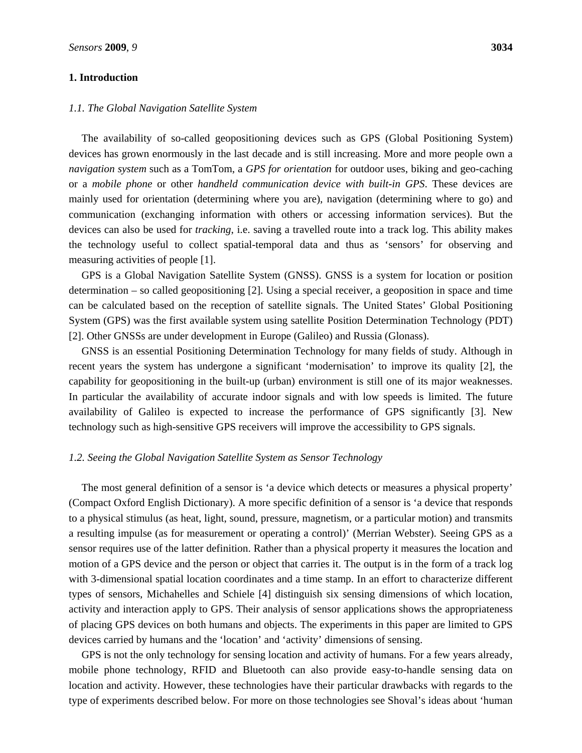## 1. Introduction

### *1.1. The Global Navigation Satellite System*

The availability of so-called geopositioning devices such as GPS (Global Positioning System) devices has grown enormously in the last decade and is still increasing. More and more people own a *navigation system* such as a TomTom, a *GPS for orientation* for outdoor uses, biking and geo-caching or a *mobile phone* or other *handheld communication device with built-in GPS*. These devices are mainly used for orientation (determining where you are), navigation (determining where to go) and communication (exchanging information with others or accessing information services). But the devices can also be used for *tracking*, i.e. saving a travelled route into a track log. This ability makes the technology useful to collect spatial-temporal data and thus as 'sensors' for observing and measuring activities of people [1].

GPS is a Global Navigation Satellite System (GNSS). GNSS is a system for location or position determination – so called geopositioning [2]. Using a special receiver, a geoposition in space and time can be calculated based on the reception of satellite signals. The United States' Global Positioning System (GPS) was the first available system using satellite Position Determination Technology (PDT) [2]. Other GNSSs are under development in Europe (Galileo) and Russia (Glonass).

GNSS is an essential Positioning Determination Technology for many fields of study. Although in recent years the system has undergone a significant 'modernisation' to improve its quality [2], the capability for geopositioning in the built-up (urban) environment is still one of its major weaknesses. In particular the availability of accurate indoor signals and with low speeds is limited. The future availability of Galileo is expected to increase the performance of GPS significantly [3]. New technology such as high-sensitive GPS receivers will improve the accessibility to GPS signals.

### *1.2. Seeing the Global Navigation Satellite System as Sensor Technology*

The most general definition of a sensor is 'a device which detects or measures a physical property' (Compact Oxford English Dictionary). A more specific definition of a sensor is 'a device that responds to a physical stimulus (as heat, light, sound, pressure, magnetism, or a particular motion) and transmits a resulting impulse (as for measurement or operating a control)' (Merrian Webster). Seeing GPS as a sensor requires use of the latter definition. Rather than a physical property it measures the location and motion of a GPS device and the person or object that carries it. The output is in the form of a track log with 3-dimensional spatial location coordinates and a time stamp. In an effort to characterize different types of sensors, Michahelles and Schiele [4] distinguish six sensing dimensions of which location, activity and interaction apply to GPS. Their analysis of sensor applications shows the appropriateness of placing GPS devices on both humans and objects. The experiments in this paper are limited to GPS devices carried by humans and the 'location' and 'activity' dimensions of sensing.

GPS is not the only technology for sensing location and activity of humans. For a few years already, mobile phone technology, RFID and Bluetooth can also provide easy-to-handle sensing data on location and activity. However, these technologies have their particular drawbacks with regards to the type of experiments described below. For more on those technologies see Shoval's ideas about 'human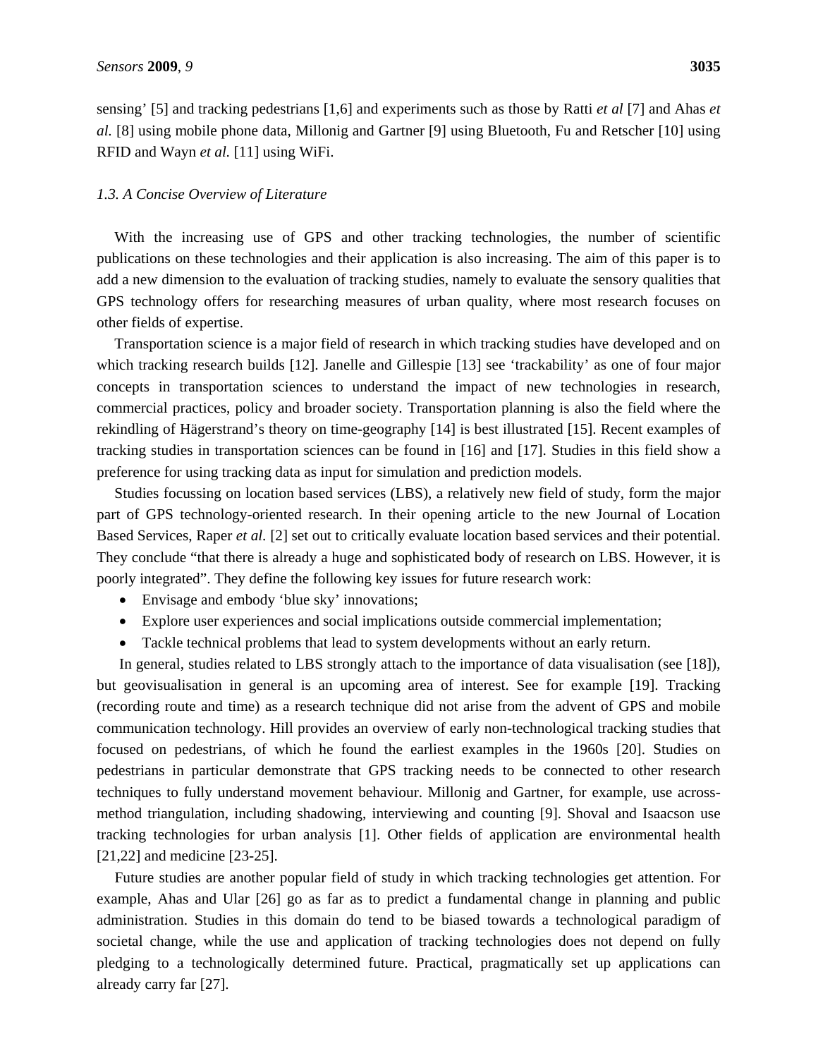sensing' [5] and tracking pedestrians [1,6] and experiments such as those by Ratti *et al* [7] and Ahas *et al.* [8] using mobile phone data, Millonig and Gartner [9] using Bluetooth, Fu and Retscher [10] using RFID and Wayn *et al.* [11] using WiFi.

### *1.3. A Concise Overview of Literature*

With the increasing use of GPS and other tracking technologies, the number of scientific publications on these technologies and their application is also increasing. The aim of this paper is to add a new dimension to the evaluation of tracking studies, namely to evaluate the sensory qualities that GPS technology offers for researching measures of urban quality, where most research focuses on other fields of expertise.

Transportation science is a major field of research in which tracking studies have developed and on which tracking research builds [12]. Janelle and Gillespie [13] see 'trackability' as one of four major concepts in transportation sciences to understand the impact of new technologies in research, commercial practices, policy and broader society. Transportation planning is also the field where the rekindling of Hägerstrand's theory on time-geography [14] is best illustrated [15]. Recent examples of tracking studies in transportation sciences can be found in [16] and [17]. Studies in this field show a preference for using tracking data as input for simulation and prediction models.

Studies focussing on location based services (LBS), a relatively new field of study, form the major part of GPS technology-oriented research. In their opening article to the new Journal of Location Based Services, Raper *et al.* [2] set out to critically evaluate location based services and their potential. They conclude "that there is already a huge and sophisticated body of research on LBS. However, it is poorly integrated". They define the following key issues for future research work:

- Envisage and embody 'blue sky' innovations;
- Explore user experiences and social implications outside commercial implementation;
- Tackle technical problems that lead to system developments without an early return.

In general, studies related to LBS strongly attach to the importance of data visualisation (see [18]), but geovisualisation in general is an upcoming area of interest. See for example [19]. Tracking (recording route and time) as a research technique did not arise from the advent of GPS and mobile communication technology. Hill provides an overview of early non-technological tracking studies that focused on pedestrians, of which he found the earliest examples in the 1960s [20]. Studies on pedestrians in particular demonstrate that GPS tracking needs to be connected to other research techniques to fully understand movement behaviour. Millonig and Gartner, for example, use across-method triangulation, including shadowing, interviewing and counting [9]. Shoval and Isaacson use tracking technologies for urban analysis [1]. Other fields of application are environmental health [21,22] and medicine [23-25].

Future studies are another popular field of study in which tracking technologies get attention. For example, Ahas and Ular [26] go as far as to predict a fundamental change in planning and public administration. Studies in this domain do tend to be biased towards a technological paradigm of societal change, while the use and application of tracking technologies does not depend on fully pledging to a technologically determined future. Practical, pragmatically set up applications can already carry far [27].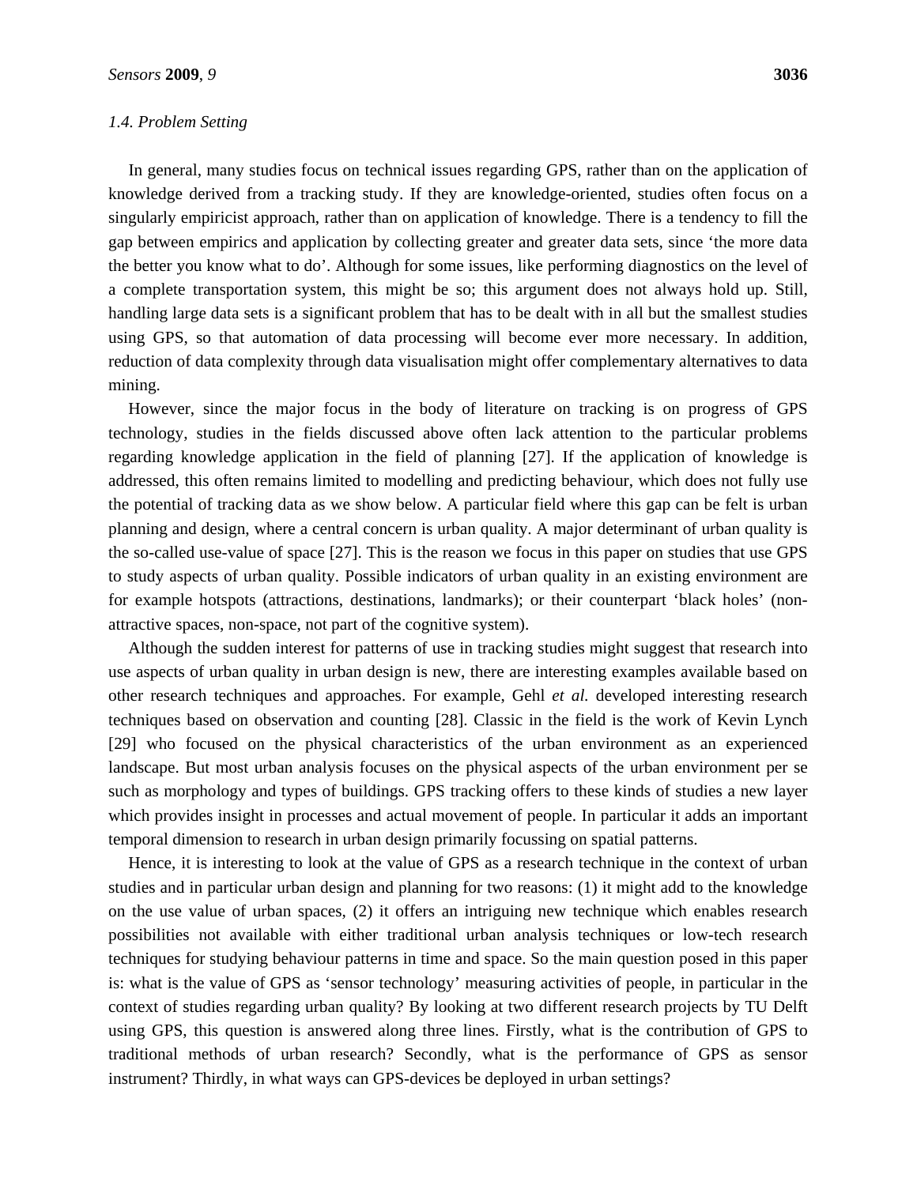### 1.4. Problem Setting

In general, many studies focus on technical issues regarding GPS, rather than on the application of knowledge derived from a tracking study. If they are knowledge-oriented, studies often focus on a singularly empiricist approach, rather than on application of knowledge. There is a tendency to fill the gap between empirics and application by collecting greater and greater data sets, since 'the more data the better you know what to do'. Although for some issues, like performing diagnostics on the level of a complete transportation system, this might be so; this argument does not always hold up. Still, handling large data sets is a significant problem that has to be dealt with in all but the smallest studies using GPS, so that automation of data processing will become ever more necessary. In addition, reduction of data complexity through data visualisation might offer complementary alternatives to data mining.

However, since the major focus in the body of literature on tracking is on progress of GPS technology, studies in the fields discussed above often lack attention to the particular problems regarding knowledge application in the field of planning [27]. If the application of knowledge is addressed, this often remains limited to modelling and predicting behaviour, which does not fully use the potential of tracking data as we show below. A particular field where this gap can be felt is urban planning and design, where a central concern is urban quality. A major determinant of urban quality is the so-called use-value of space [27]. This is the reason we focus in this paper on studies that use GPS to study aspects of urban quality. Possible indicators of urban quality in an existing environment are for example hotspots (attractions, destinations, landmarks); or their counterpart 'black holes' (non-attractive spaces, non-space, not part of the cognitive system).

Although the sudden interest for patterns of use in tracking studies might suggest that research into use aspects of urban quality in urban design is new, there are interesting examples available based on other research techniques and approaches. For example, Gehl *et al.* developed interesting research techniques based on observation and counting [28]. Classic in the field is the work of Kevin Lynch [29] who focused on the physical characteristics of the urban environment as an experienced landscape. But most urban analysis focuses on the physical aspects of the urban environment per se such as morphology and types of buildings. GPS tracking offers to these kinds of studies a new layer which provides insight in processes and actual movement of people. In particular it adds an important temporal dimension to research in urban design primarily focussing on spatial patterns.

Hence, it is interesting to look at the value of GPS as a research technique in the context of urban studies and in particular urban design and planning for two reasons: (1) it might add to the knowledge on the use value of urban spaces, (2) it offers an intriguing new technique which enables research possibilities not available with either traditional urban analysis techniques or low-tech research techniques for studying behaviour patterns in time and space. So the main question posed in this paper is: what is the value of GPS as 'sensor technology' measuring activities of people, in particular in the context of studies regarding urban quality? By looking at two different research projects by TU Delft using GPS, this question is answered along three lines. Firstly, what is the contribution of GPS to traditional methods of urban research? Secondly, what is the performance of GPS as sensor instrument? Thirdly, in what ways can GPS-devices be deployed in urban settings?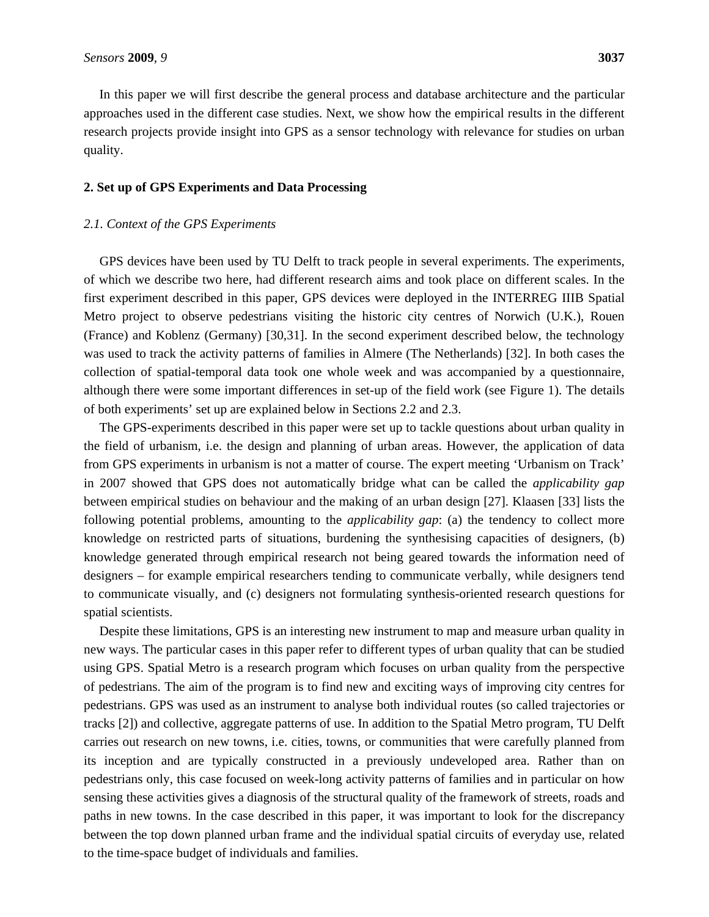In this paper we will first describe the general process and database architecture and the particular approaches used in the different case studies. Next, we show how the empirical results in the different research projects provide insight into GPS as a sensor technology with relevance for studies on urban quality.

## 2. Set up of GPS Experiments and Data Processing

### *2.1. Context of the GPS Experiments*

GPS devices have been used by TU Delft to track people in several experiments. The experiments, of which we describe two here, had different research aims and took place on different scales. In the first experiment described in this paper, GPS devices were deployed in the INTERREG IIIB Spatial Metro project to observe pedestrians visiting the historic city centres of Norwich (U.K.), Rouen (France) and Koblenz (Germany) [30,31]. In the second experiment described below, the technology was used to track the activity patterns of families in Almere (The Netherlands) [32]. In both cases the collection of spatial-temporal data took one whole week and was accompanied by a questionnaire, although there were some important differences in set-up of the field work (see Figure 1). The details of both experiments' set up are explained below in Sections 2.2 and 2.3.

The GPS-experiments described in this paper were set up to tackle questions about urban quality in the field of urbanism, i.e. the design and planning of urban areas. However, the application of data from GPS experiments in urbanism is not a matter of course. The expert meeting 'Urbanism on Track' in 2007 showed that GPS does not automatically bridge what can be called the *applicability gap* between empirical studies on behaviour and the making of an urban design [27]. Klaasen [33] lists the following potential problems, amounting to the *applicability gap*: (a) the tendency to collect more knowledge on restricted parts of situations, burdening the synthesising capacities of designers, (b) knowledge generated through empirical research not being geared towards the information need of designers – for example empirical researchers tending to communicate verbally, while designers tend to communicate visually, and (c) designers not formulating synthesis-oriented research questions for spatial scientists.

Despite these limitations, GPS is an interesting new instrument to map and measure urban quality in new ways. The particular cases in this paper refer to different types of urban quality that can be studied using GPS. Spatial Metro is a research program which focuses on urban quality from the perspective of pedestrians. The aim of the program is to find new and exciting ways of improving city centres for pedestrians. GPS was used as an instrument to analyse both individual routes (so called trajectories or tracks [2]) and collective, aggregate patterns of use. In addition to the Spatial Metro program, TU Delft carries out research on new towns, i.e. cities, towns, or communities that were carefully planned from its inception and are typically constructed in a previously undeveloped area. Rather than on pedestrians only, this case focused on week-long activity patterns of families and in particular on how sensing these activities gives a diagnosis of the structural quality of the framework of streets, roads and paths in new towns. In the case described in this paper, it was important to look for the discrepancy between the top down planned urban frame and the individual spatial circuits of everyday use, related to the time-space budget of individuals and families.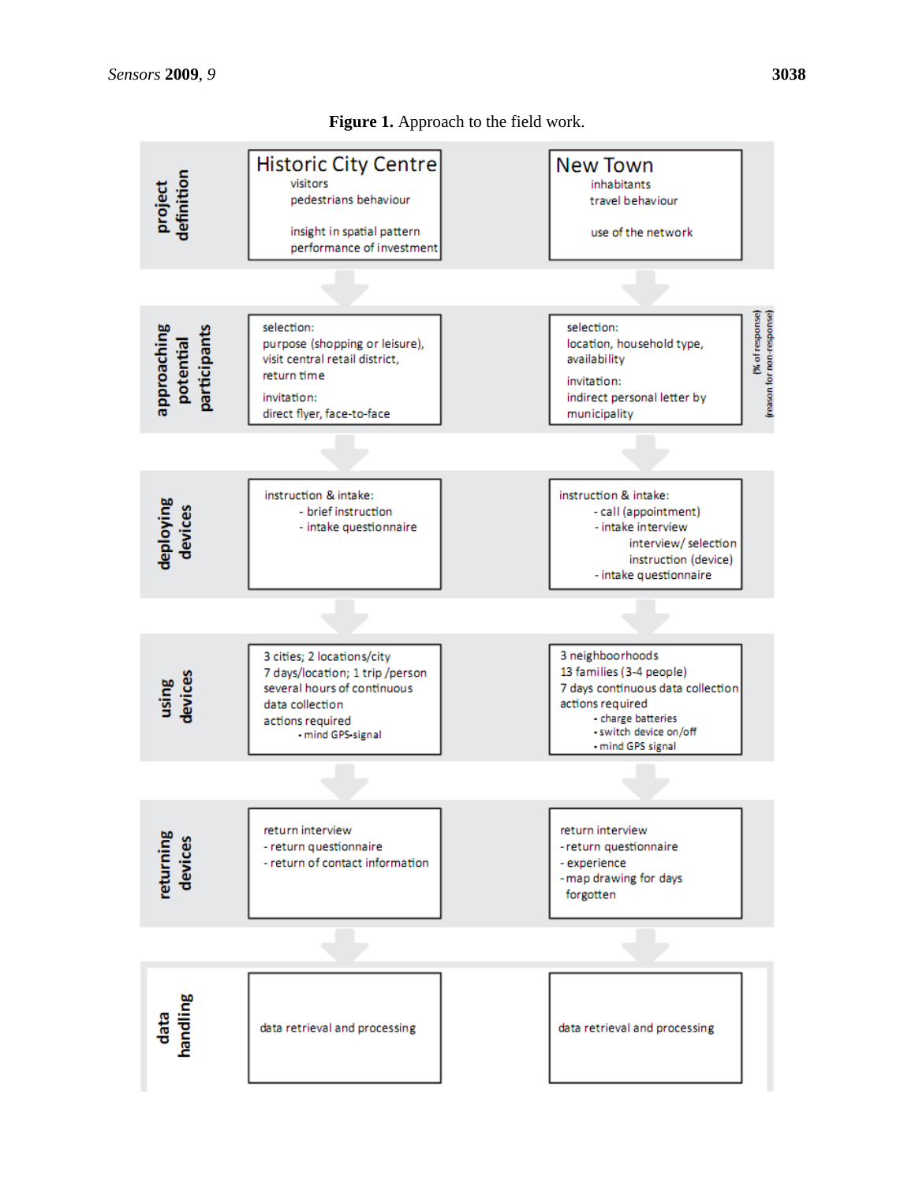**Figure 1.** Approach to the field work.

| | Historic City Centre | New Town |
|---|---|---|
| project definition | visitors<br>pedestrians behaviour<br><br>insight in spatial pattern<br>performance of investment | inhabitants<br>travel behaviour<br><br>use of the network |
| approaching potential participants | selection:<br>purpose (shopping or leisure),<br>visit central retail district,<br>return time<br>invitation:<br>direct flyer, face-to-face | selection:<br>location, household type,<br>availability<br>invitation:<br>indirect personal letter by municipality<br>(% of response)<br>(reason for non-response) |
| deploying devices | instruction & intake:<br>- brief instruction<br>- intake questionnaire | instruction & intake:<br>- call (appointment)<br>- intake interview<br>interview/ selection<br>instruction (device)<br>- intake questionnaire |
| using devices | 3 cities; 2 locations/city<br>7 days/location; 1 trip /person<br>several hours of continuous data collection<br>actions required<br>• mind GPS-signal | 3 neighboorhoods<br>13 families (3-4 people)<br>7 days continuous data collection<br>actions required<br>• charge batteries<br>• switch device on/off<br>• mind GPS signal |
| returning devices | return interview<br>- return questionnaire<br>- return of contact information | return interview<br>- return questionnaire<br>- experience<br>- map drawing for days forgotten |
| data handling | data retrieval and processing | data retrieval and processing |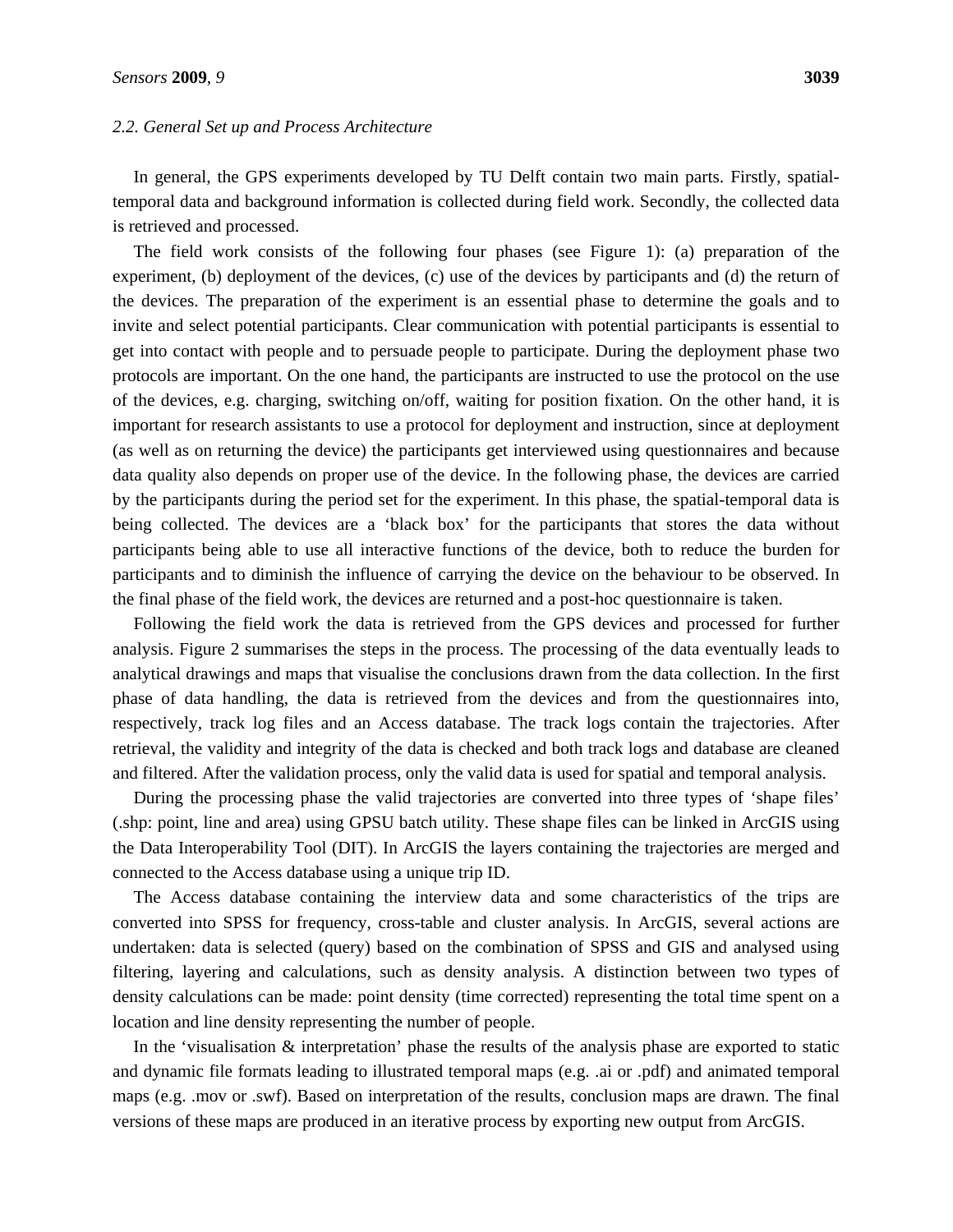### *2.2. General Set up and Process Architecture*

In general, the GPS experiments developed by TU Delft contain two main parts. Firstly, spatial-temporal data and background information is collected during field work. Secondly, the collected data is retrieved and processed.

The field work consists of the following four phases (see Figure 1): (a) preparation of the experiment, (b) deployment of the devices, (c) use of the devices by participants and (d) the return of the devices. The preparation of the experiment is an essential phase to determine the goals and to invite and select potential participants. Clear communication with potential participants is essential to get into contact with people and to persuade people to participate. During the deployment phase two protocols are important. On the one hand, the participants are instructed to use the protocol on the use of the devices, e.g. charging, switching on/off, waiting for position fixation. On the other hand, it is important for research assistants to use a protocol for deployment and instruction, since at deployment (as well as on returning the device) the participants get interviewed using questionnaires and because data quality also depends on proper use of the device. In the following phase, the devices are carried by the participants during the period set for the experiment. In this phase, the spatial-temporal data is being collected. The devices are a 'black box' for the participants that stores the data without participants being able to use all interactive functions of the device, both to reduce the burden for participants and to diminish the influence of carrying the device on the behaviour to be observed. In the final phase of the field work, the devices are returned and a post-hoc questionnaire is taken.

Following the field work the data is retrieved from the GPS devices and processed for further analysis. Figure 2 summarises the steps in the process. The processing of the data eventually leads to analytical drawings and maps that visualise the conclusions drawn from the data collection. In the first phase of data handling, the data is retrieved from the devices and from the questionnaires into, respectively, track log files and an Access database. The track logs contain the trajectories. After retrieval, the validity and integrity of the data is checked and both track logs and database are cleaned and filtered. After the validation process, only the valid data is used for spatial and temporal analysis.

During the processing phase the valid trajectories are converted into three types of 'shape files' (.shp: point, line and area) using GPSU batch utility. These shape files can be linked in ArcGIS using the Data Interoperability Tool (DIT). In ArcGIS the layers containing the trajectories are merged and connected to the Access database using a unique trip ID.

The Access database containing the interview data and some characteristics of the trips are converted into SPSS for frequency, cross-table and cluster analysis. In ArcGIS, several actions are undertaken: data is selected (query) based on the combination of SPSS and GIS and analysed using filtering, layering and calculations, such as density analysis. A distinction between two types of density calculations can be made: point density (time corrected) representing the total time spent on a location and line density representing the number of people.

In the 'visualisation & interpretation' phase the results of the analysis phase are exported to static and dynamic file formats leading to illustrated temporal maps (e.g. .ai or .pdf) and animated temporal maps (e.g. .mov or .swf). Based on interpretation of the results, conclusion maps are drawn. The final versions of these maps are produced in an iterative process by exporting new output from ArcGIS.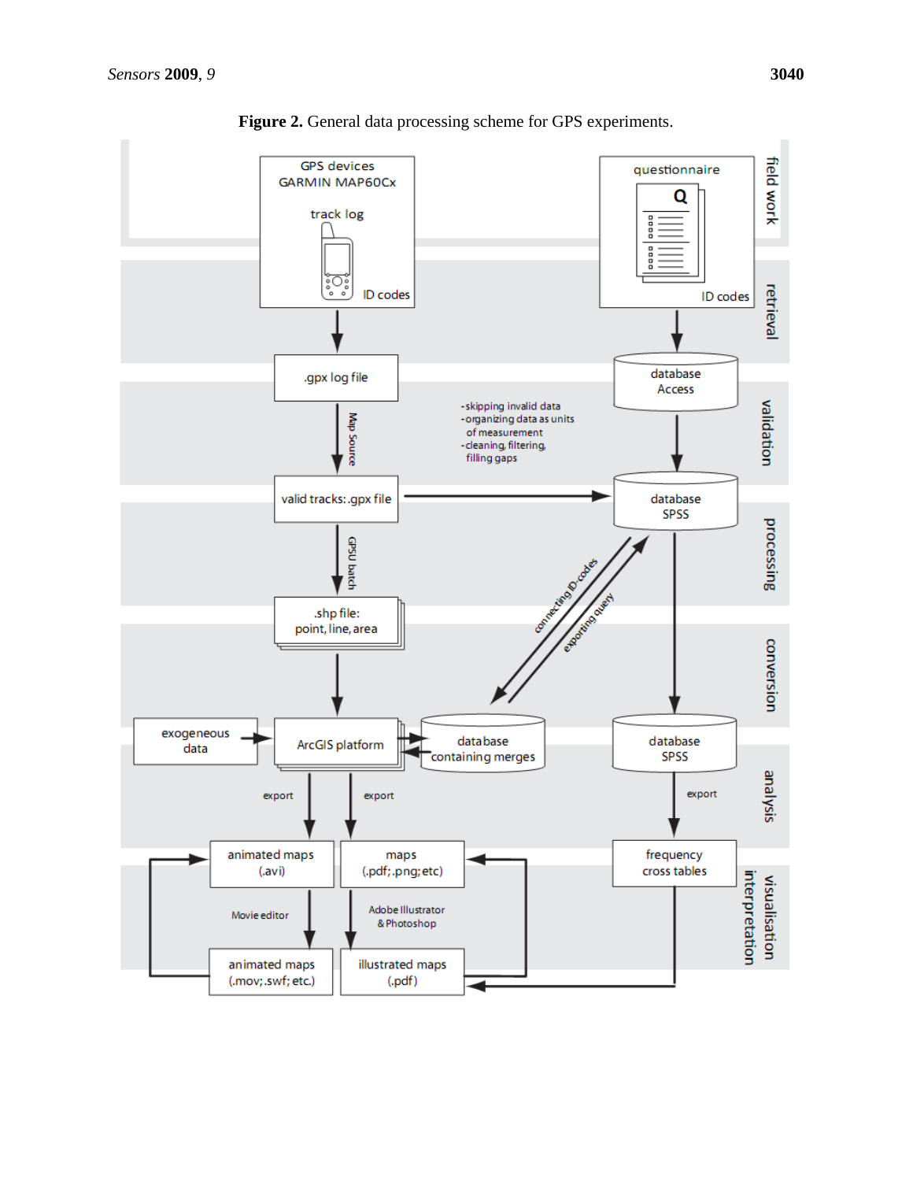**Figure 2.** General data processing scheme for GPS experiments.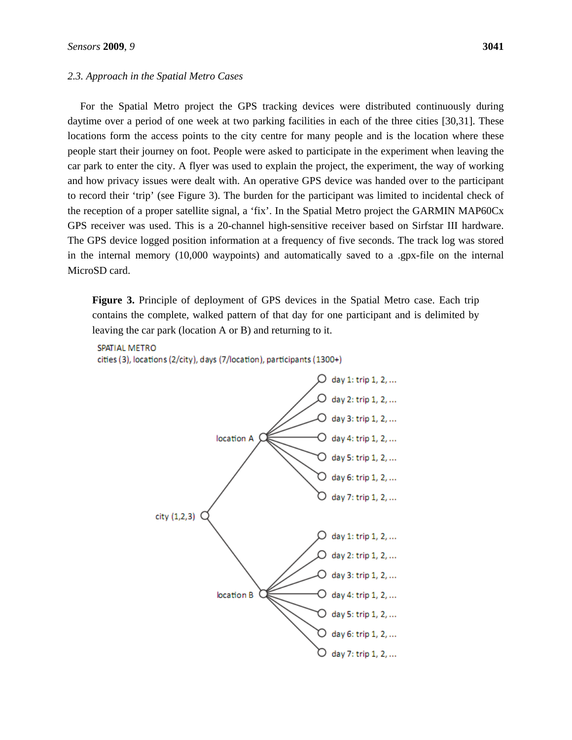### 2.3. Approach in the Spatial Metro Cases

For the Spatial Metro project the GPS tracking devices were distributed continuously during daytime over a period of one week at two parking facilities in each of the three cities [30,31]. These locations form the access points to the city centre for many people and is the location where these people start their journey on foot. People were asked to participate in the experiment when leaving the car park to enter the city. A flyer was used to explain the project, the experiment, the way of working and how privacy issues were dealt with. An operative GPS device was handed over to the participant to record their 'trip' (see Figure 3). The burden for the participant was limited to incidental check of the reception of a proper satellite signal, a 'fix'. In the Spatial Metro project the GARMIN MAP60Cx GPS receiver was used. This is a 20-channel high-sensitive receiver based on Sirfstar III hardware. The GPS device logged position information at a frequency of five seconds. The track log was stored in the internal memory (10,000 waypoints) and automatically saved to a .gpx-file on the internal MicroSD card.

**Figure 3.** Principle of deployment of GPS devices in the Spatial Metro case. Each trip contains the complete, walked pattern of that day for one participant and is delimited by leaving the car park (location A or B) and returning to it.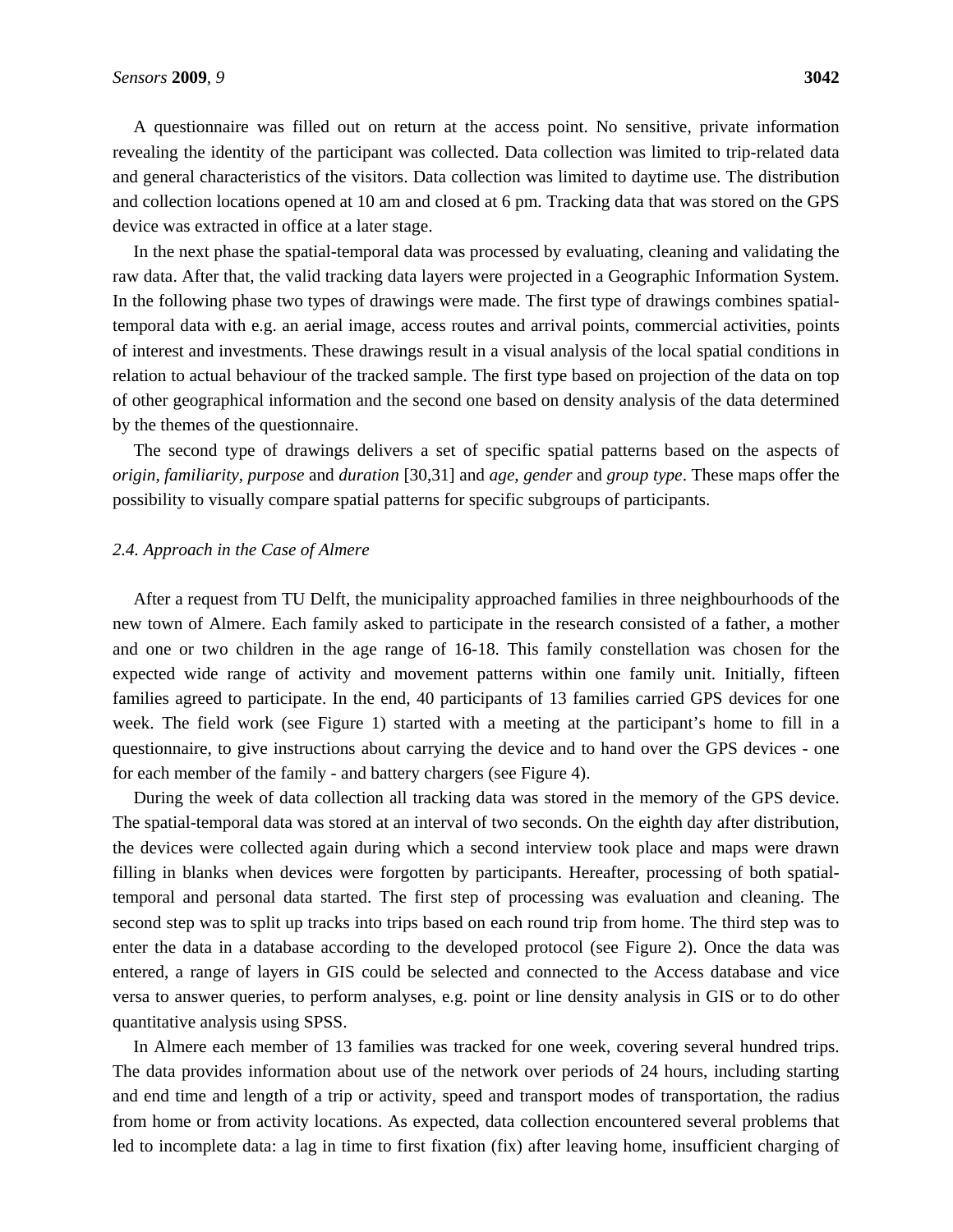A questionnaire was filled out on return at the access point. No sensitive, private information revealing the identity of the participant was collected. Data collection was limited to trip-related data and general characteristics of the visitors. Data collection was limited to daytime use. The distribution and collection locations opened at 10 am and closed at 6 pm. Tracking data that was stored on the GPS device was extracted in office at a later stage.

In the next phase the spatial-temporal data was processed by evaluating, cleaning and validating the raw data. After that, the valid tracking data layers were projected in a Geographic Information System. In the following phase two types of drawings were made. The first type of drawings combines spatial-temporal data with e.g. an aerial image, access routes and arrival points, commercial activities, points of interest and investments. These drawings result in a visual analysis of the local spatial conditions in relation to actual behaviour of the tracked sample. The first type based on projection of the data on top of other geographical information and the second one based on density analysis of the data determined by the themes of the questionnaire.

The second type of drawings delivers a set of specific spatial patterns based on the aspects of *origin*, *familiarity*, *purpose* and *duration* [30,31] and *age*, *gender* and *group type*. These maps offer the possibility to visually compare spatial patterns for specific subgroups of participants.

### *2.4. Approach in the Case of Almere*

After a request from TU Delft, the municipality approached families in three neighbourhoods of the new town of Almere. Each family asked to participate in the research consisted of a father, a mother and one or two children in the age range of 16-18. This family constellation was chosen for the expected wide range of activity and movement patterns within one family unit. Initially, fifteen families agreed to participate. In the end, 40 participants of 13 families carried GPS devices for one week. The field work (see Figure 1) started with a meeting at the participant's home to fill in a questionnaire, to give instructions about carrying the device and to hand over the GPS devices - one for each member of the family - and battery chargers (see Figure 4).

During the week of data collection all tracking data was stored in the memory of the GPS device. The spatial-temporal data was stored at an interval of two seconds. On the eighth day after distribution, the devices were collected again during which a second interview took place and maps were drawn filling in blanks when devices were forgotten by participants. Hereafter, processing of both spatial-temporal and personal data started. The first step of processing was evaluation and cleaning. The second step was to split up tracks into trips based on each round trip from home. The third step was to enter the data in a database according to the developed protocol (see Figure 2). Once the data was entered, a range of layers in GIS could be selected and connected to the Access database and vice versa to answer queries, to perform analyses, e.g. point or line density analysis in GIS or to do other quantitative analysis using SPSS.

In Almere each member of 13 families was tracked for one week, covering several hundred trips. The data provides information about use of the network over periods of 24 hours, including starting and end time and length of a trip or activity, speed and transport modes of transportation, the radius from home or from activity locations. As expected, data collection encountered several problems that led to incomplete data: a lag in time to first fixation (fix) after leaving home, insufficient charging of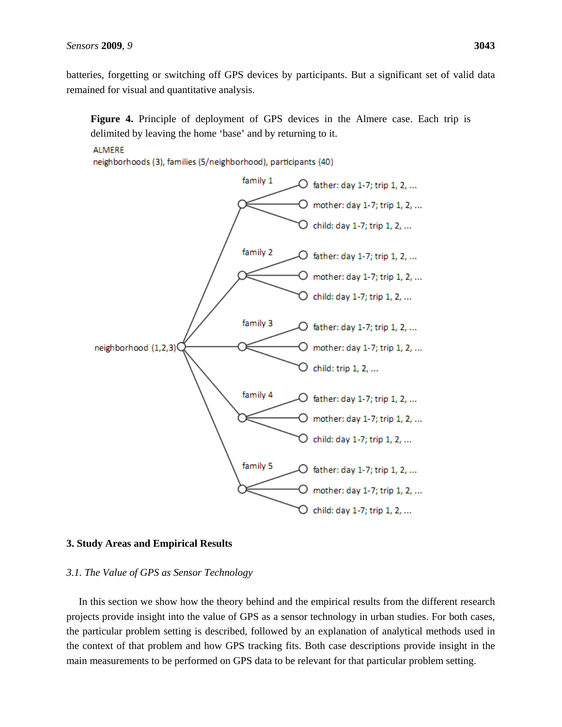batteries, forgetting or switching off GPS devices by participants. But a significant set of valid data remained for visual and quantitative analysis.

**Figure 4.** Principle of deployment of GPS devices in the Almere case. Each trip is delimited by leaving the home 'base' and by returning to it.

ALMERE
neighborhoods (3), families (5/neighborhood), participants (40)

- neighborhood (1,2,3)
  - family 1
    - father: day 1-7; trip 1, 2, ...
    - mother: day 1-7; trip 1, 2, ...
    - child: day 1-7; trip 1, 2, ...
  - family 2
    - father: day 1-7; trip 1, 2, ...
    - mother: day 1-7; trip 1, 2, ...
    - child: day 1-7; trip 1, 2, ...
  - family 3
    - father: day 1-7; trip 1, 2, ...
    - mother: day 1-7; trip 1, 2, ...
    - child: trip 1, 2, ...
  - family 4
    - father: day 1-7; trip 1, 2, ...
    - mother: day 1-7; trip 1, 2, ...
    - child: day 1-7; trip 1, 2, ...
  - family 5
    - father: day 1-7; trip 1, 2, ...
    - mother: day 1-7; trip 1, 2, ...
    - child: day 1-7; trip 1, 2, ...

## 3. Study Areas and Empirical Results

### *3.1. The Value of GPS as Sensor Technology*

In this section we show how the theory behind and the empirical results from the different research projects provide insight into the value of GPS as a sensor technology in urban studies. For both cases, the particular problem setting is described, followed by an explanation of analytical methods used in the context of that problem and how GPS tracking fits. Both case descriptions provide insight in the main measurements to be performed on GPS data to be relevant for that particular problem setting.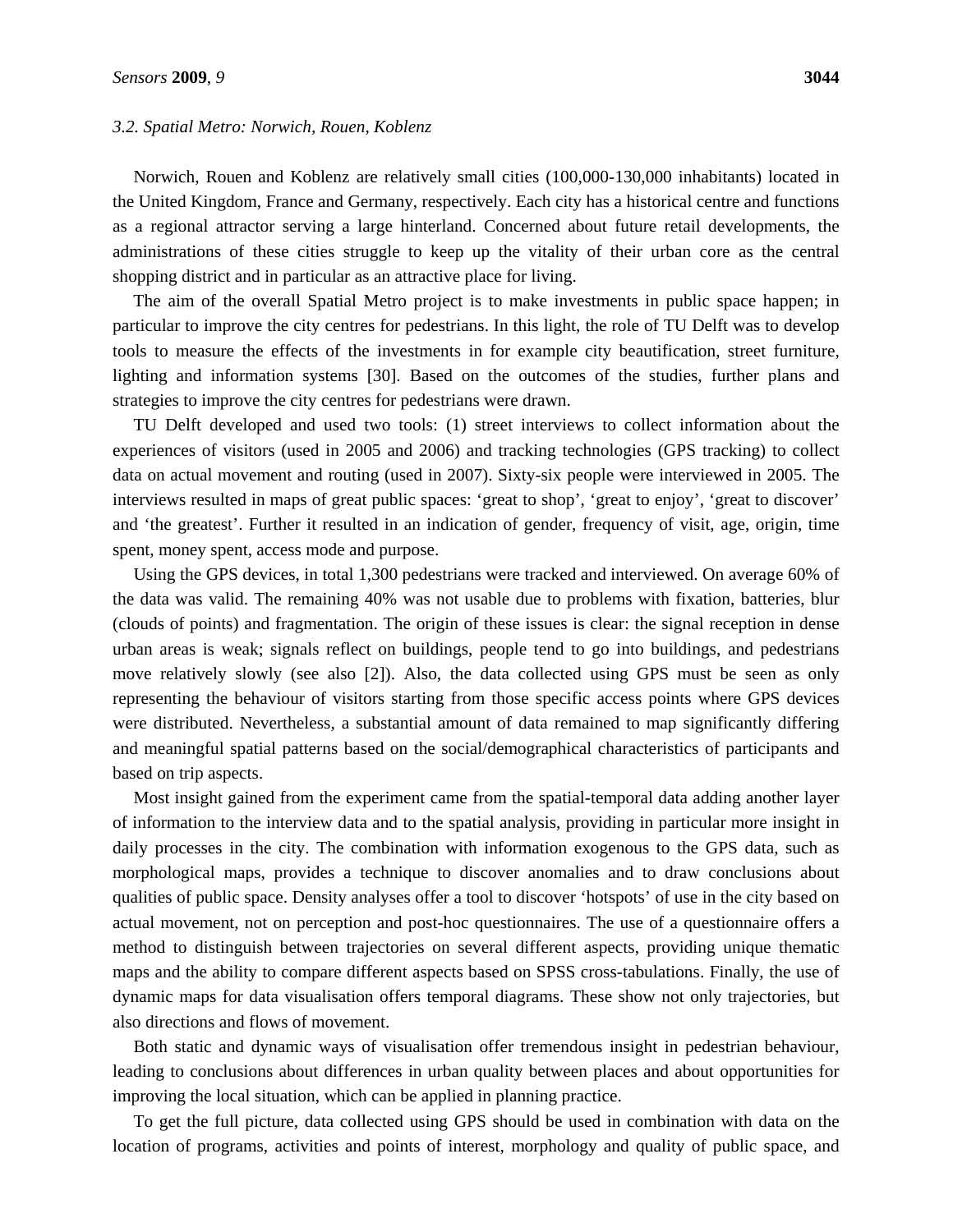### 3.2. Spatial Metro: Norwich, Rouen, Koblenz

Norwich, Rouen and Koblenz are relatively small cities (100,000-130,000 inhabitants) located in the United Kingdom, France and Germany, respectively. Each city has a historical centre and functions as a regional attractor serving a large hinterland. Concerned about future retail developments, the administrations of these cities struggle to keep up the vitality of their urban core as the central shopping district and in particular as an attractive place for living.

The aim of the overall Spatial Metro project is to make investments in public space happen; in particular to improve the city centres for pedestrians. In this light, the role of TU Delft was to develop tools to measure the effects of the investments in for example city beautification, street furniture, lighting and information systems [30]. Based on the outcomes of the studies, further plans and strategies to improve the city centres for pedestrians were drawn.

TU Delft developed and used two tools: (1) street interviews to collect information about the experiences of visitors (used in 2005 and 2006) and tracking technologies (GPS tracking) to collect data on actual movement and routing (used in 2007). Sixty-six people were interviewed in 2005. The interviews resulted in maps of great public spaces: 'great to shop', 'great to enjoy', 'great to discover' and 'the greatest'. Further it resulted in an indication of gender, frequency of visit, age, origin, time spent, money spent, access mode and purpose.

Using the GPS devices, in total 1,300 pedestrians were tracked and interviewed. On average 60% of the data was valid. The remaining 40% was not usable due to problems with fixation, batteries, blur (clouds of points) and fragmentation. The origin of these issues is clear: the signal reception in dense urban areas is weak; signals reflect on buildings, people tend to go into buildings, and pedestrians move relatively slowly (see also [2]). Also, the data collected using GPS must be seen as only representing the behaviour of visitors starting from those specific access points where GPS devices were distributed. Nevertheless, a substantial amount of data remained to map significantly differing and meaningful spatial patterns based on the social/demographical characteristics of participants and based on trip aspects.

Most insight gained from the experiment came from the spatial-temporal data adding another layer of information to the interview data and to the spatial analysis, providing in particular more insight in daily processes in the city. The combination with information exogenous to the GPS data, such as morphological maps, provides a technique to discover anomalies and to draw conclusions about qualities of public space. Density analyses offer a tool to discover 'hotspots' of use in the city based on actual movement, not on perception and post-hoc questionnaires. The use of a questionnaire offers a method to distinguish between trajectories on several different aspects, providing unique thematic maps and the ability to compare different aspects based on SPSS cross-tabulations. Finally, the use of dynamic maps for data visualisation offers temporal diagrams. These show not only trajectories, but also directions and flows of movement.

Both static and dynamic ways of visualisation offer tremendous insight in pedestrian behaviour, leading to conclusions about differences in urban quality between places and about opportunities for improving the local situation, which can be applied in planning practice.

To get the full picture, data collected using GPS should be used in combination with data on the location of programs, activities and points of interest, morphology and quality of public space, and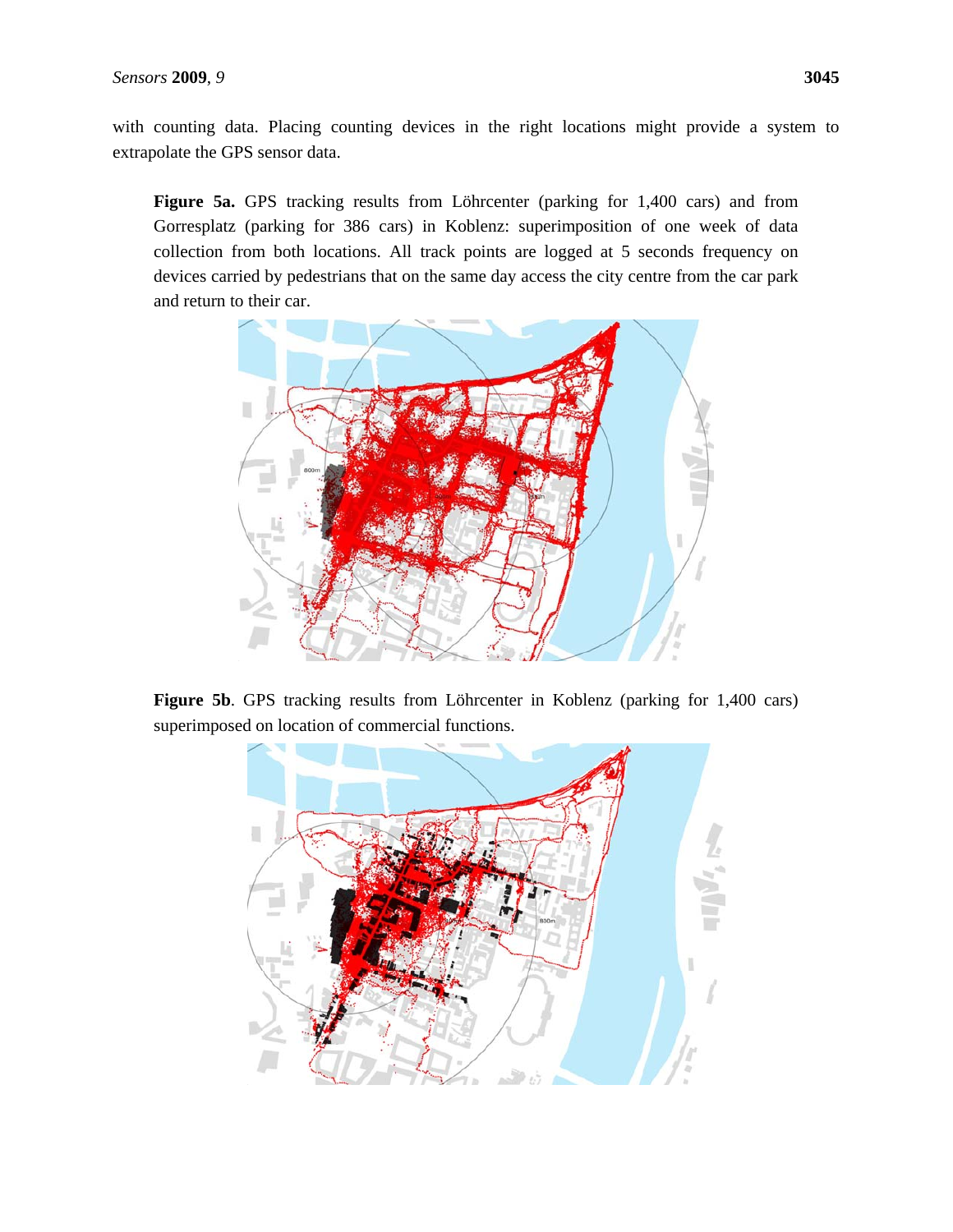with counting data. Placing counting devices in the right locations might provide a system to extrapolate the GPS sensor data.

**Figure 5a.** GPS tracking results from Löhrcenter (parking for 1,400 cars) and from Gorresplatz (parking for 386 cars) in Koblenz: superimposition of one week of data collection from both locations. All track points are logged at 5 seconds frequency on devices carried by pedestrians that on the same day access the city centre from the car park and return to their car.

**Figure 5b**. GPS tracking results from Löhrcenter in Koblenz (parking for 1,400 cars) superimposed on location of commercial functions.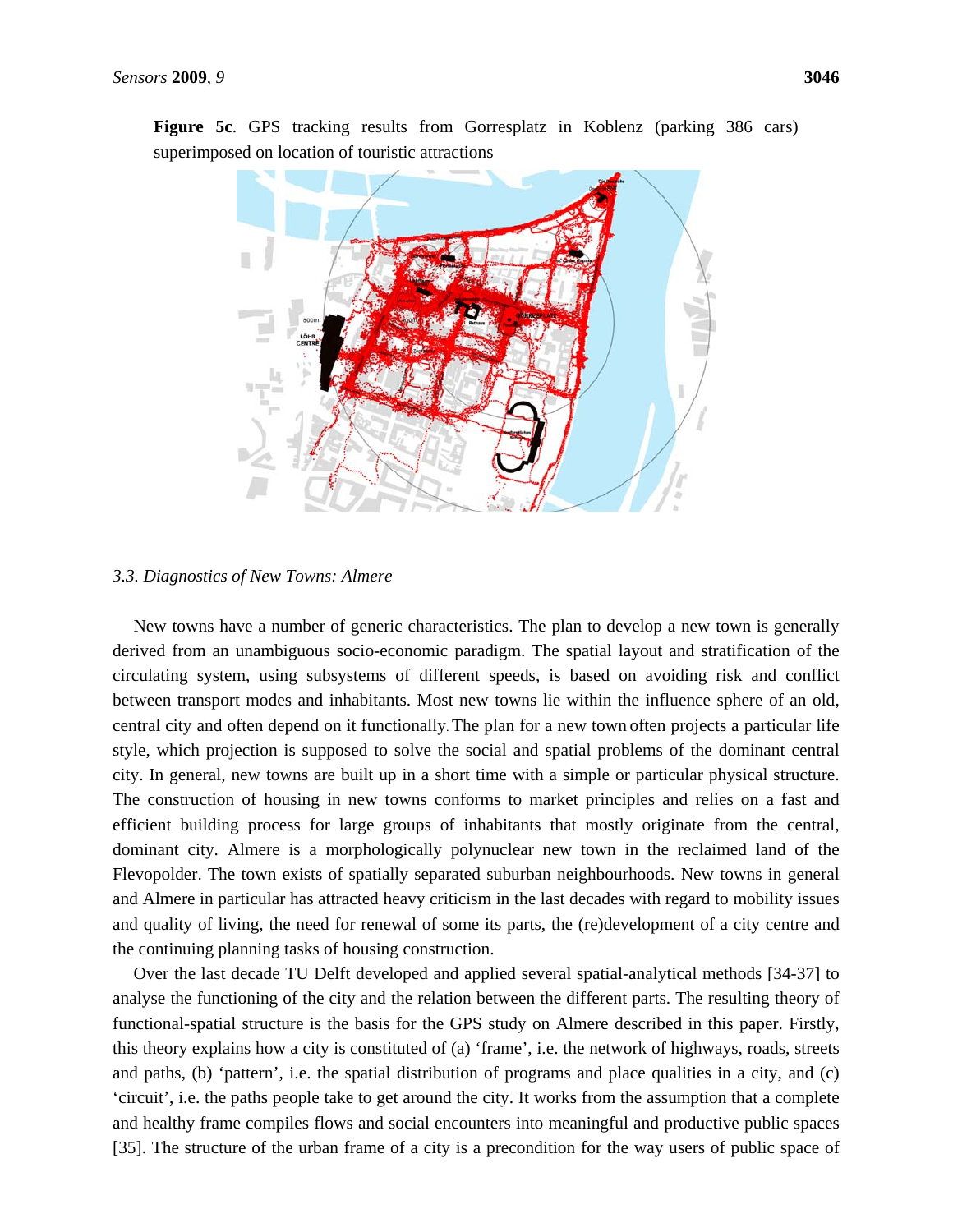**Figure 5c**. GPS tracking results from Gorresplatz in Koblenz (parking 386 cars) superimposed on location of touristic attractions

### 3.3. Diagnostics of New Towns: Almere

New towns have a number of generic characteristics. The plan to develop a new town is generally derived from an unambiguous socio-economic paradigm. The spatial layout and stratification of the circulating system, using subsystems of different speeds, is based on avoiding risk and conflict between transport modes and inhabitants. Most new towns lie within the influence sphere of an old, central city and often depend on it functionally. The plan for a new town often projects a particular life style, which projection is supposed to solve the social and spatial problems of the dominant central city. In general, new towns are built up in a short time with a simple or particular physical structure. The construction of housing in new towns conforms to market principles and relies on a fast and efficient building process for large groups of inhabitants that mostly originate from the central, dominant city. Almere is a morphologically polynuclear new town in the reclaimed land of the Flevopolder. The town exists of spatially separated suburban neighbourhoods. New towns in general and Almere in particular has attracted heavy criticism in the last decades with regard to mobility issues and quality of living, the need for renewal of some its parts, the (re)development of a city centre and the continuing planning tasks of housing construction.

Over the last decade TU Delft developed and applied several spatial-analytical methods [34-37] to analyse the functioning of the city and the relation between the different parts. The resulting theory of functional-spatial structure is the basis for the GPS study on Almere described in this paper. Firstly, this theory explains how a city is constituted of (a) 'frame', i.e. the network of highways, roads, streets and paths, (b) 'pattern', i.e. the spatial distribution of programs and place qualities in a city, and (c) 'circuit', i.e. the paths people take to get around the city. It works from the assumption that a complete and healthy frame compiles flows and social encounters into meaningful and productive public spaces [35]. The structure of the urban frame of a city is a precondition for the way users of public space of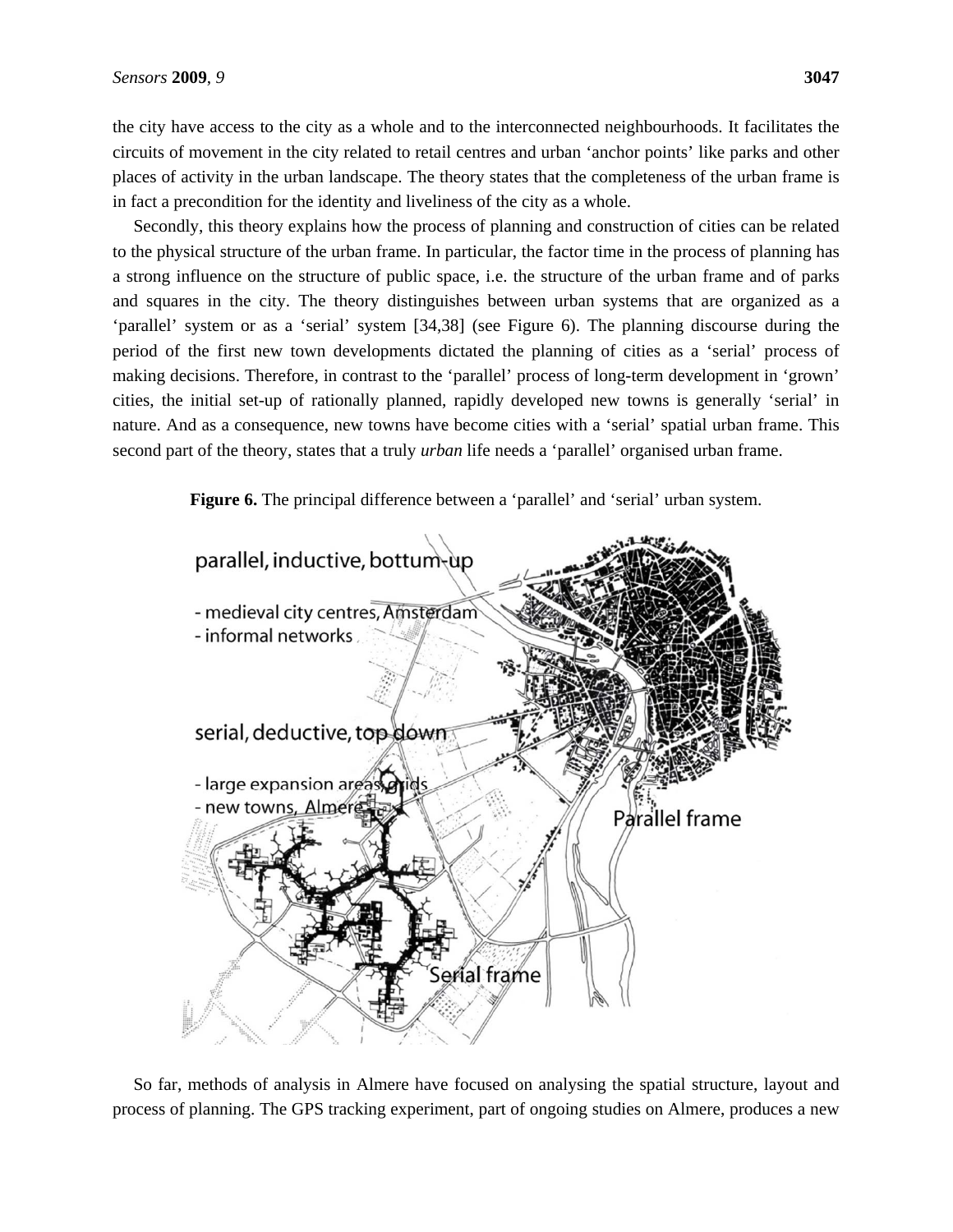the city have access to the city as a whole and to the interconnected neighbourhoods. It facilitates the circuits of movement in the city related to retail centres and urban 'anchor points' like parks and other places of activity in the urban landscape. The theory states that the completeness of the urban frame is in fact a precondition for the identity and liveliness of the city as a whole.

Secondly, this theory explains how the process of planning and construction of cities can be related to the physical structure of the urban frame. In particular, the factor time in the process of planning has a strong influence on the structure of public space, i.e. the structure of the urban frame and of parks and squares in the city. The theory distinguishes between urban systems that are organized as a 'parallel' system or as a 'serial' system [34,38] (see Figure 6). The planning discourse during the period of the first new town developments dictated the planning of cities as a 'serial' process of making decisions. Therefore, in contrast to the 'parallel' process of long-term development in 'grown' cities, the initial set-up of rationally planned, rapidly developed new towns is generally 'serial' in nature. And as a consequence, new towns have become cities with a 'serial' spatial urban frame. This second part of the theory, states that a truly *urban* life needs a 'parallel' organised urban frame.

**Figure 6.** The principal difference between a 'parallel' and 'serial' urban system.

parallel, inductive, bottum-up

- medieval city centres, Amsterdam
- informal networks

serial, deductive, top down

- large expansion areas, grids
- new towns, Almere

Parallel frame

Serial frame

So far, methods of analysis in Almere have focused on analysing the spatial structure, layout and process of planning. The GPS tracking experiment, part of ongoing studies on Almere, produces a new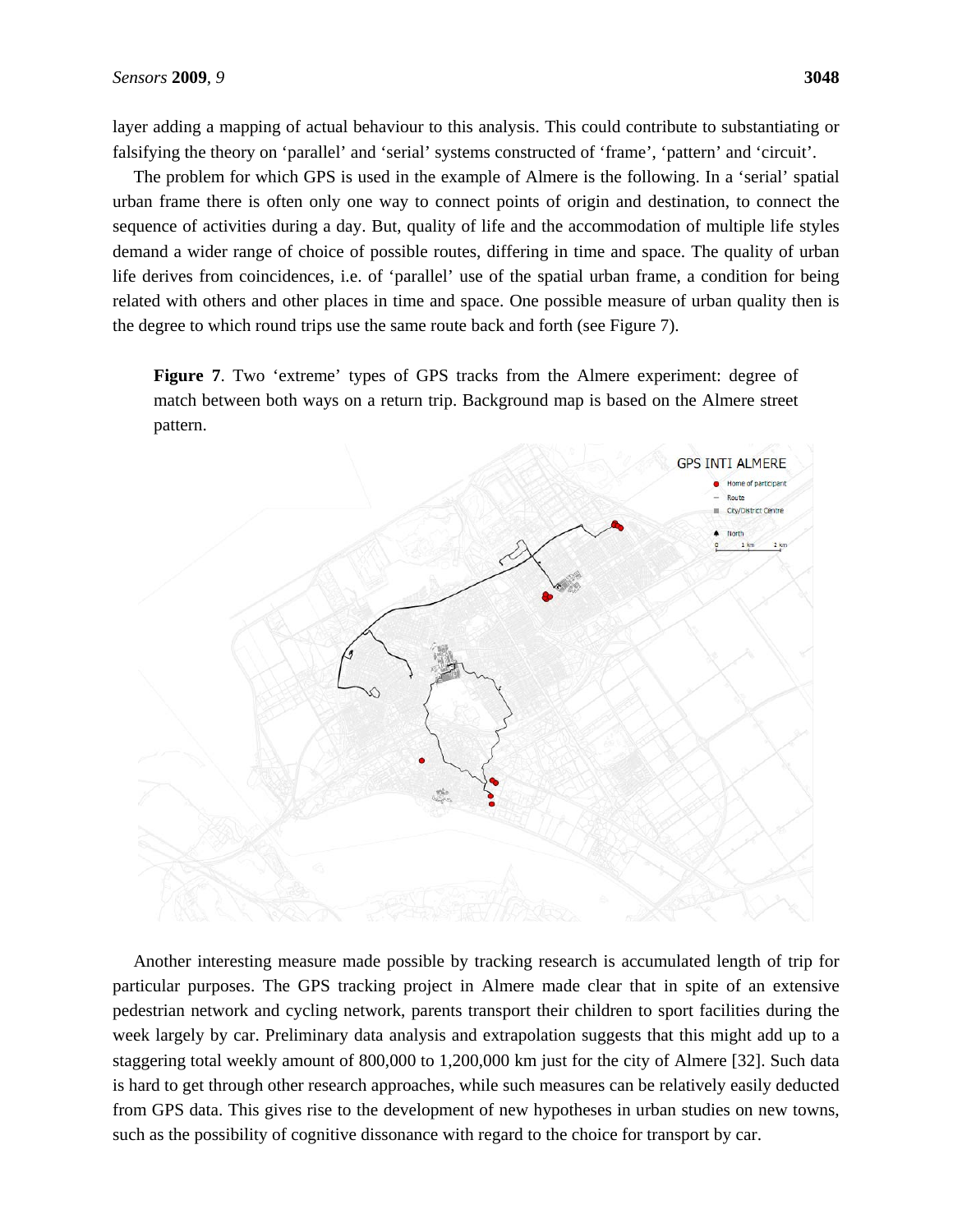layer adding a mapping of actual behaviour to this analysis. This could contribute to substantiating or falsifying the theory on 'parallel' and 'serial' systems constructed of 'frame', 'pattern' and 'circuit'.

The problem for which GPS is used in the example of Almere is the following. In a 'serial' spatial urban frame there is often only one way to connect points of origin and destination, to connect the sequence of activities during a day. But, quality of life and the accommodation of multiple life styles demand a wider range of choice of possible routes, differing in time and space. The quality of urban life derives from coincidences, i.e. of 'parallel' use of the spatial urban frame, a condition for being related with others and other places in time and space. One possible measure of urban quality then is the degree to which round trips use the same route back and forth (see Figure 7).

**Figure 7**. Two 'extreme' types of GPS tracks from the Almere experiment: degree of match between both ways on a return trip. Background map is based on the Almere street pattern.

Another interesting measure made possible by tracking research is accumulated length of trip for particular purposes. The GPS tracking project in Almere made clear that in spite of an extensive pedestrian network and cycling network, parents transport their children to sport facilities during the week largely by car. Preliminary data analysis and extrapolation suggests that this might add up to a staggering total weekly amount of 800,000 to 1,200,000 km just for the city of Almere [32]. Such data is hard to get through other research approaches, while such measures can be relatively easily deducted from GPS data. This gives rise to the development of new hypotheses in urban studies on new towns, such as the possibility of cognitive dissonance with regard to the choice for transport by car.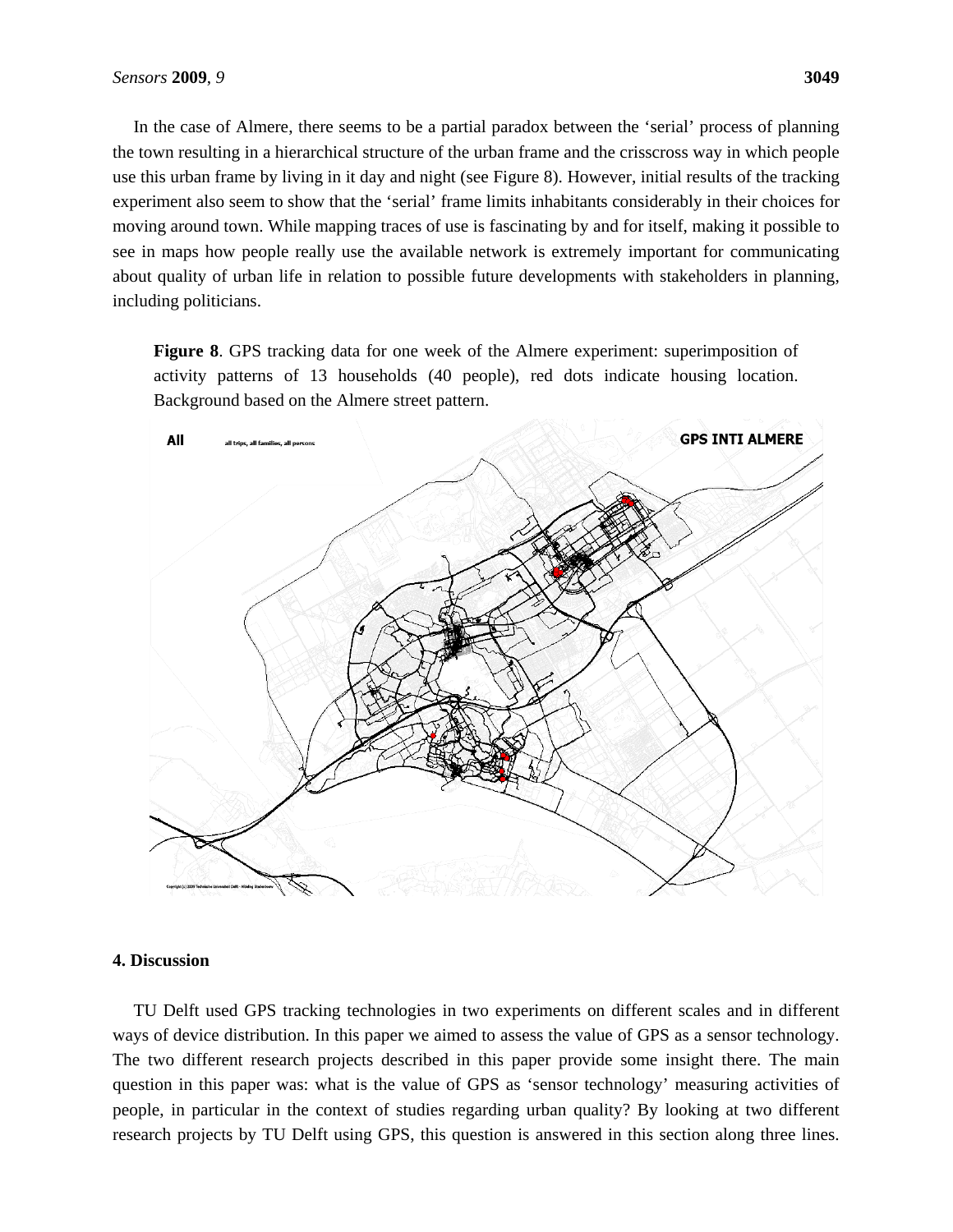In the case of Almere, there seems to be a partial paradox between the 'serial' process of planning the town resulting in a hierarchical structure of the urban frame and the crisscross way in which people use this urban frame by living in it day and night (see Figure 8). However, initial results of the tracking experiment also seem to show that the 'serial' frame limits inhabitants considerably in their choices for moving around town. While mapping traces of use is fascinating by and for itself, making it possible to see in maps how people really use the available network is extremely important for communicating about quality of urban life in relation to possible future developments with stakeholders in planning, including politicians.

**Figure 8**. GPS tracking data for one week of the Almere experiment: superimposition of activity patterns of 13 households (40 people), red dots indicate housing location. Background based on the Almere street pattern.

## 4. Discussion

TU Delft used GPS tracking technologies in two experiments on different scales and in different ways of device distribution. In this paper we aimed to assess the value of GPS as a sensor technology. The two different research projects described in this paper provide some insight there. The main question in this paper was: what is the value of GPS as 'sensor technology' measuring activities of people, in particular in the context of studies regarding urban quality? By looking at two different research projects by TU Delft using GPS, this question is answered in this section along three lines.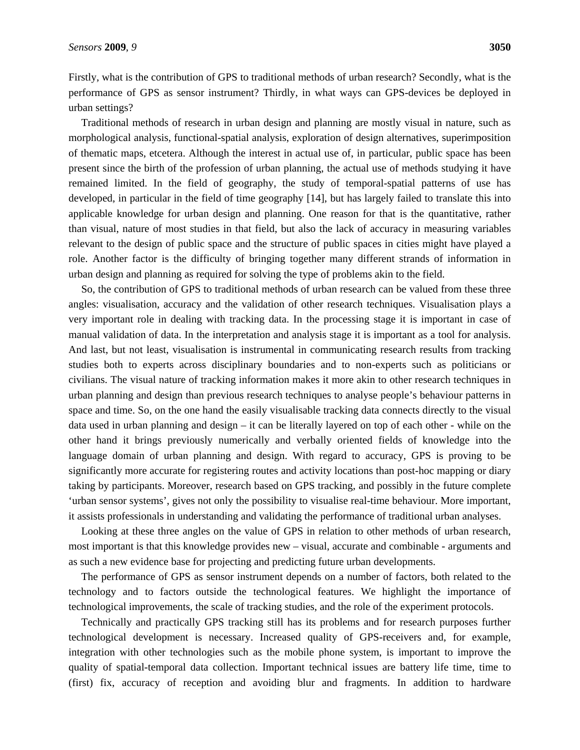Firstly, what is the contribution of GPS to traditional methods of urban research? Secondly, what is the performance of GPS as sensor instrument? Thirdly, in what ways can GPS-devices be deployed in urban settings?

Traditional methods of research in urban design and planning are mostly visual in nature, such as morphological analysis, functional-spatial analysis, exploration of design alternatives, superimposition of thematic maps, etcetera. Although the interest in actual use of, in particular, public space has been present since the birth of the profession of urban planning, the actual use of methods studying it have remained limited. In the field of geography, the study of temporal-spatial patterns of use has developed, in particular in the field of time geography [14], but has largely failed to translate this into applicable knowledge for urban design and planning. One reason for that is the quantitative, rather than visual, nature of most studies in that field, but also the lack of accuracy in measuring variables relevant to the design of public space and the structure of public spaces in cities might have played a role. Another factor is the difficulty of bringing together many different strands of information in urban design and planning as required for solving the type of problems akin to the field.

So, the contribution of GPS to traditional methods of urban research can be valued from these three angles: visualisation, accuracy and the validation of other research techniques. Visualisation plays a very important role in dealing with tracking data. In the processing stage it is important in case of manual validation of data. In the interpretation and analysis stage it is important as a tool for analysis. And last, but not least, visualisation is instrumental in communicating research results from tracking studies both to experts across disciplinary boundaries and to non-experts such as politicians or civilians. The visual nature of tracking information makes it more akin to other research techniques in urban planning and design than previous research techniques to analyse people's behaviour patterns in space and time. So, on the one hand the easily visualisable tracking data connects directly to the visual data used in urban planning and design – it can be literally layered on top of each other - while on the other hand it brings previously numerically and verbally oriented fields of knowledge into the language domain of urban planning and design. With regard to accuracy, GPS is proving to be significantly more accurate for registering routes and activity locations than post-hoc mapping or diary taking by participants. Moreover, research based on GPS tracking, and possibly in the future complete 'urban sensor systems', gives not only the possibility to visualise real-time behaviour. More important, it assists professionals in understanding and validating the performance of traditional urban analyses.

Looking at these three angles on the value of GPS in relation to other methods of urban research, most important is that this knowledge provides new – visual, accurate and combinable - arguments and as such a new evidence base for projecting and predicting future urban developments.

The performance of GPS as sensor instrument depends on a number of factors, both related to the technology and to factors outside the technological features. We highlight the importance of technological improvements, the scale of tracking studies, and the role of the experiment protocols.

Technically and practically GPS tracking still has its problems and for research purposes further technological development is necessary. Increased quality of GPS-receivers and, for example, integration with other technologies such as the mobile phone system, is important to improve the quality of spatial-temporal data collection. Important technical issues are battery life time, time to (first) fix, accuracy of reception and avoiding blur and fragments. In addition to hardware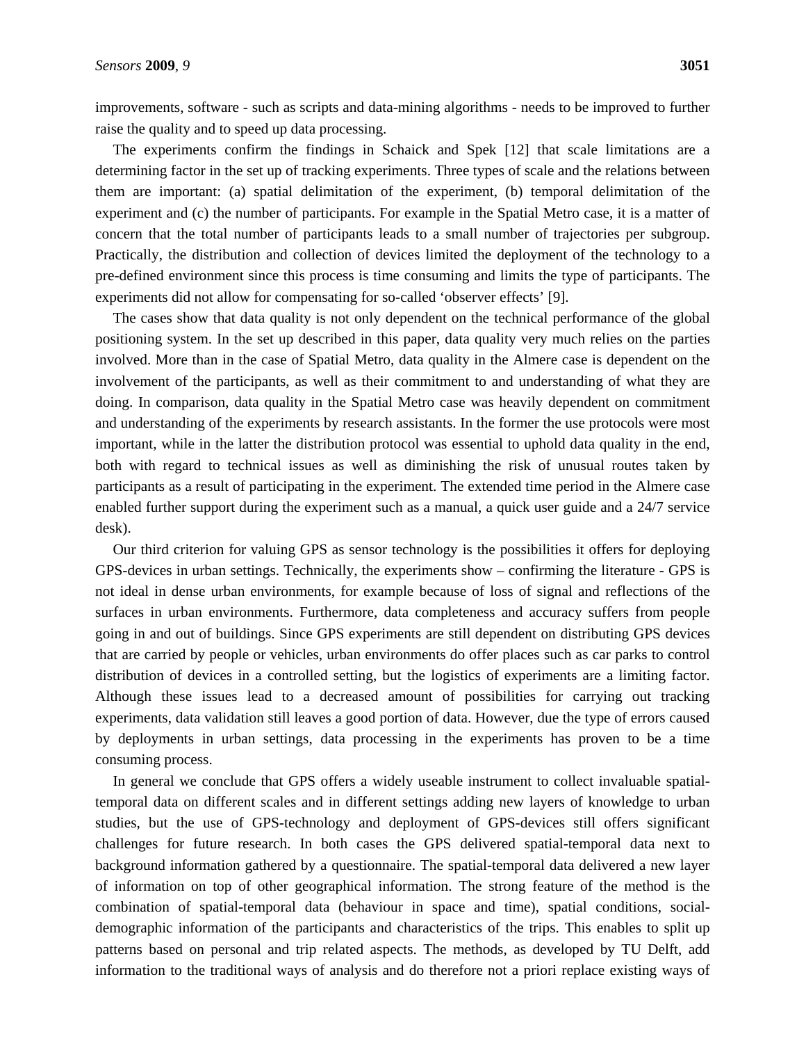improvements, software - such as scripts and data-mining algorithms - needs to be improved to further raise the quality and to speed up data processing.

The experiments confirm the findings in Schaick and Spek [12] that scale limitations are a determining factor in the set up of tracking experiments. Three types of scale and the relations between them are important: (a) spatial delimitation of the experiment, (b) temporal delimitation of the experiment and (c) the number of participants. For example in the Spatial Metro case, it is a matter of concern that the total number of participants leads to a small number of trajectories per subgroup. Practically, the distribution and collection of devices limited the deployment of the technology to a pre-defined environment since this process is time consuming and limits the type of participants. The experiments did not allow for compensating for so-called 'observer effects' [9].

The cases show that data quality is not only dependent on the technical performance of the global positioning system. In the set up described in this paper, data quality very much relies on the parties involved. More than in the case of Spatial Metro, data quality in the Almere case is dependent on the involvement of the participants, as well as their commitment to and understanding of what they are doing. In comparison, data quality in the Spatial Metro case was heavily dependent on commitment and understanding of the experiments by research assistants. In the former the use protocols were most important, while in the latter the distribution protocol was essential to uphold data quality in the end, both with regard to technical issues as well as diminishing the risk of unusual routes taken by participants as a result of participating in the experiment. The extended time period in the Almere case enabled further support during the experiment such as a manual, a quick user guide and a 24/7 service desk).

Our third criterion for valuing GPS as sensor technology is the possibilities it offers for deploying GPS-devices in urban settings. Technically, the experiments show – confirming the literature - GPS is not ideal in dense urban environments, for example because of loss of signal and reflections of the surfaces in urban environments. Furthermore, data completeness and accuracy suffers from people going in and out of buildings. Since GPS experiments are still dependent on distributing GPS devices that are carried by people or vehicles, urban environments do offer places such as car parks to control distribution of devices in a controlled setting, but the logistics of experiments are a limiting factor. Although these issues lead to a decreased amount of possibilities for carrying out tracking experiments, data validation still leaves a good portion of data. However, due the type of errors caused by deployments in urban settings, data processing in the experiments has proven to be a time consuming process.

In general we conclude that GPS offers a widely useable instrument to collect invaluable spatial-temporal data on different scales and in different settings adding new layers of knowledge to urban studies, but the use of GPS-technology and deployment of GPS-devices still offers significant challenges for future research. In both cases the GPS delivered spatial-temporal data next to background information gathered by a questionnaire. The spatial-temporal data delivered a new layer of information on top of other geographical information. The strong feature of the method is the combination of spatial-temporal data (behaviour in space and time), spatial conditions, social-demographic information of the participants and characteristics of the trips. This enables to split up patterns based on personal and trip related aspects. The methods, as developed by TU Delft, add information to the traditional ways of analysis and do therefore not a priori replace existing ways of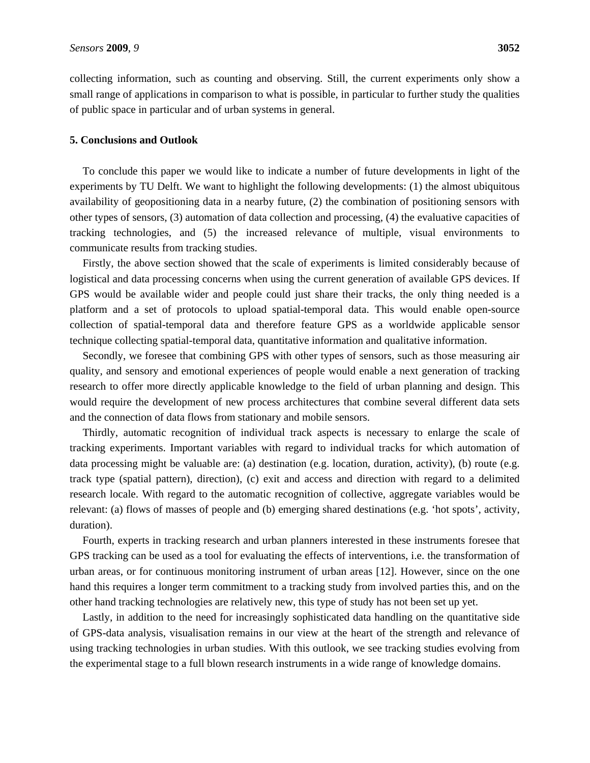collecting information, such as counting and observing. Still, the current experiments only show a small range of applications in comparison to what is possible, in particular to further study the qualities of public space in particular and of urban systems in general.

## 5. Conclusions and Outlook

To conclude this paper we would like to indicate a number of future developments in light of the experiments by TU Delft. We want to highlight the following developments: (1) the almost ubiquitous availability of geopositioning data in a nearby future, (2) the combination of positioning sensors with other types of sensors, (3) automation of data collection and processing, (4) the evaluative capacities of tracking technologies, and (5) the increased relevance of multiple, visual environments to communicate results from tracking studies.

Firstly, the above section showed that the scale of experiments is limited considerably because of logistical and data processing concerns when using the current generation of available GPS devices. If GPS would be available wider and people could just share their tracks, the only thing needed is a platform and a set of protocols to upload spatial-temporal data. This would enable open-source collection of spatial-temporal data and therefore feature GPS as a worldwide applicable sensor technique collecting spatial-temporal data, quantitative information and qualitative information.

Secondly, we foresee that combining GPS with other types of sensors, such as those measuring air quality, and sensory and emotional experiences of people would enable a next generation of tracking research to offer more directly applicable knowledge to the field of urban planning and design. This would require the development of new process architectures that combine several different data sets and the connection of data flows from stationary and mobile sensors.

Thirdly, automatic recognition of individual track aspects is necessary to enlarge the scale of tracking experiments. Important variables with regard to individual tracks for which automation of data processing might be valuable are: (a) destination (e.g. location, duration, activity), (b) route (e.g. track type (spatial pattern), direction), (c) exit and access and direction with regard to a delimited research locale. With regard to the automatic recognition of collective, aggregate variables would be relevant: (a) flows of masses of people and (b) emerging shared destinations (e.g. 'hot spots', activity, duration).

Fourth, experts in tracking research and urban planners interested in these instruments foresee that GPS tracking can be used as a tool for evaluating the effects of interventions, i.e. the transformation of urban areas, or for continuous monitoring instrument of urban areas [12]. However, since on the one hand this requires a longer term commitment to a tracking study from involved parties this, and on the other hand tracking technologies are relatively new, this type of study has not been set up yet.

Lastly, in addition to the need for increasingly sophisticated data handling on the quantitative side of GPS-data analysis, visualisation remains in our view at the heart of the strength and relevance of using tracking technologies in urban studies. With this outlook, we see tracking studies evolving from the experimental stage to a full blown research instruments in a wide range of knowledge domains.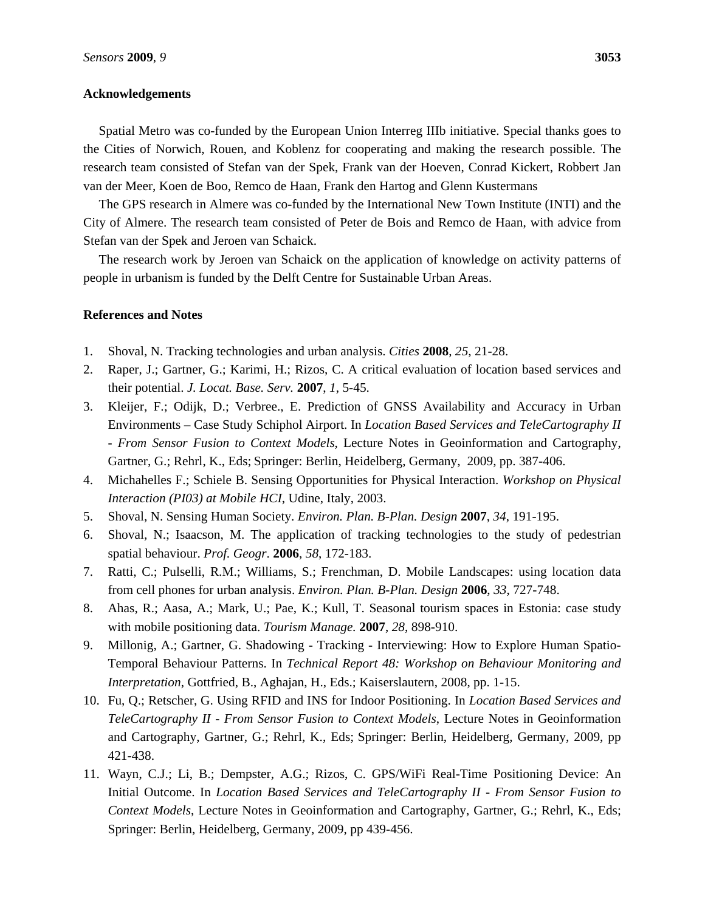## Acknowledgements

Spatial Metro was co-funded by the European Union Interreg IIIb initiative. Special thanks goes to the Cities of Norwich, Rouen, and Koblenz for cooperating and making the research possible. The research team consisted of Stefan van der Spek, Frank van der Hoeven, Conrad Kickert, Robbert Jan van der Meer, Koen de Boo, Remco de Haan, Frank den Hartog and Glenn Kustermans

The GPS research in Almere was co-funded by the International New Town Institute (INTI) and the City of Almere. The research team consisted of Peter de Bois and Remco de Haan, with advice from Stefan van der Spek and Jeroen van Schaick.

The research work by Jeroen van Schaick on the application of knowledge on activity patterns of people in urbanism is funded by the Delft Centre for Sustainable Urban Areas.

## References and Notes

1. Shoval, N. Tracking technologies and urban analysis. *Cities* **2008**, *25*, 21-28.
2. Raper, J.; Gartner, G.; Karimi, H.; Rizos, C. A critical evaluation of location based services and their potential. *J. Locat. Base. Serv.* **2007**, *1*, 5-45.
3. Kleijer, F.; Odijk, D.; Verbree., E. Prediction of GNSS Availability and Accuracy in Urban Environments – Case Study Schiphol Airport. In *Location Based Services and TeleCartography II - From Sensor Fusion to Context Models*, Lecture Notes in Geoinformation and Cartography, Gartner, G.; Rehrl, K., Eds; Springer: Berlin, Heidelberg, Germany, 2009, pp. 387-406.
4. Michahelles F.; Schiele B. Sensing Opportunities for Physical Interaction. *Workshop on Physical Interaction (PI03) at Mobile HCI*, Udine, Italy, 2003.
5. Shoval, N. Sensing Human Society. *Environ. Plan. B-Plan. Design* **2007**, *34*, 191-195.
6. Shoval, N.; Isaacson, M. The application of tracking technologies to the study of pedestrian spatial behaviour. *Prof. Geogr.* **2006**, *58*, 172-183.
7. Ratti, C.; Pulselli, R.M.; Williams, S.; Frenchman, D. Mobile Landscapes: using location data from cell phones for urban analysis. *Environ. Plan. B-Plan. Design* **2006**, *33*, 727-748.
8. Ahas, R.; Aasa, A.; Mark, U.; Pae, K.; Kull, T. Seasonal tourism spaces in Estonia: case study with mobile positioning data. *Tourism Manage.* **2007**, *28*, 898-910.
9. Millonig, A.; Gartner, G. Shadowing - Tracking - Interviewing: How to Explore Human Spatio-Temporal Behaviour Patterns. In *Technical Report 48: Workshop on Behaviour Monitoring and Interpretation*, Gottfried, B., Aghajan, H., Eds.; Kaiserslautern, 2008, pp. 1-15.
10. Fu, Q.; Retscher, G. Using RFID and INS for Indoor Positioning. In *Location Based Services and TeleCartography II - From Sensor Fusion to Context Models*, Lecture Notes in Geoinformation and Cartography, Gartner, G.; Rehrl, K., Eds; Springer: Berlin, Heidelberg, Germany, 2009, pp 421-438.
11. Wayn, C.J.; Li, B.; Dempster, A.G.; Rizos, C. GPS/WiFi Real-Time Positioning Device: An Initial Outcome. In *Location Based Services and TeleCartography II - From Sensor Fusion to Context Models*, Lecture Notes in Geoinformation and Cartography, Gartner, G.; Rehrl, K., Eds; Springer: Berlin, Heidelberg, Germany, 2009, pp 439-456.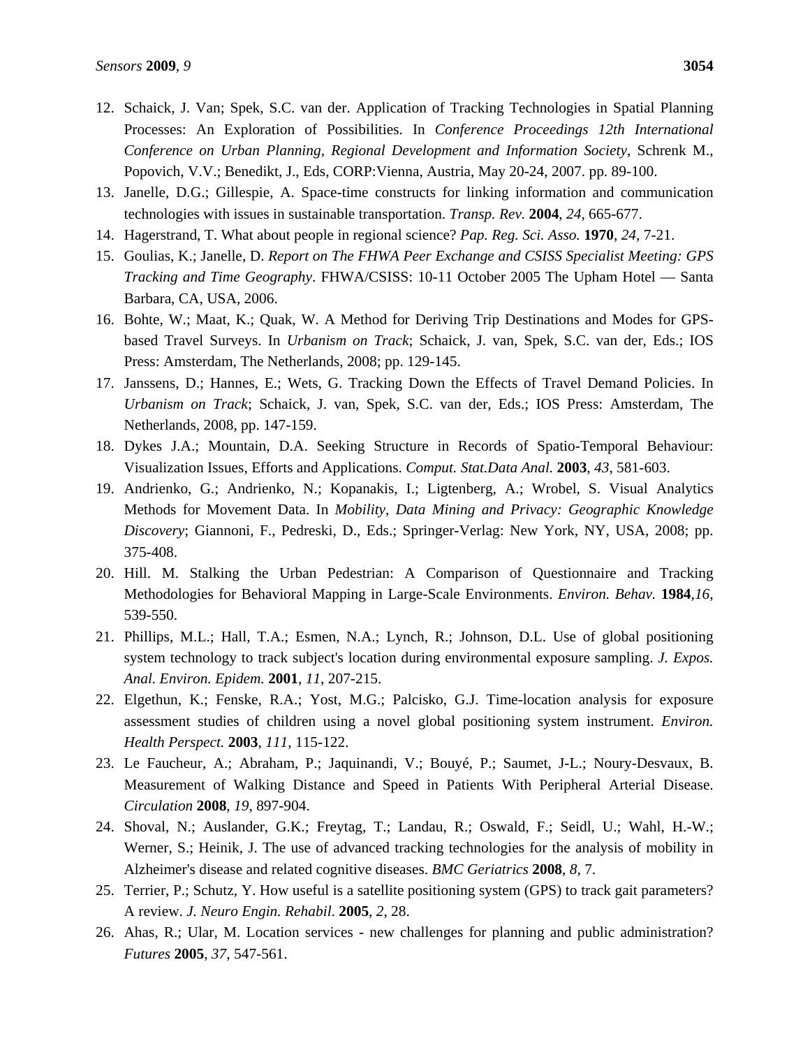12. Schaick, J. Van; Spek, S.C. van der. Application of Tracking Technologies in Spatial Planning Processes: An Exploration of Possibilities. In *Conference Proceedings 12th International Conference on Urban Planning, Regional Development and Information Society*, Schrenk M., Popovich, V.V.; Benedikt, J., Eds, CORP:Vienna, Austria, May 20-24, 2007. pp. 89-100.
13. Janelle, D.G.; Gillespie, A. Space-time constructs for linking information and communication technologies with issues in sustainable transportation. *Transp. Rev.* **2004**, *24*, 665-677.
14. Hagerstrand, T. What about people in regional science? *Pap. Reg. Sci. Asso.* **1970**, *24*, 7-21.
15. Goulias, K.; Janelle, D. *Report on The FHWA Peer Exchange and CSISS Specialist Meeting: GPS Tracking and Time Geography*. FHWA/CSISS: 10-11 October 2005 The Upham Hotel — Santa Barbara, CA, USA, 2006.
16. Bohte, W.; Maat, K.; Quak, W. A Method for Deriving Trip Destinations and Modes for GPS-based Travel Surveys. In *Urbanism on Track*; Schaick, J. van, Spek, S.C. van der, Eds.; IOS Press: Amsterdam, The Netherlands, 2008; pp. 129-145.
17. Janssens, D.; Hannes, E.; Wets, G. Tracking Down the Effects of Travel Demand Policies. In *Urbanism on Track*; Schaick, J. van, Spek, S.C. van der, Eds.; IOS Press: Amsterdam, The Netherlands, 2008, pp. 147-159.
18. Dykes J.A.; Mountain, D.A. Seeking Structure in Records of Spatio-Temporal Behaviour: Visualization Issues, Efforts and Applications. *Comput. Stat.Data Anal.* **2003**, *43*, 581-603.
19. Andrienko, G.; Andrienko, N.; Kopanakis, I.; Ligtenberg, A.; Wrobel, S. Visual Analytics Methods for Movement Data. In *Mobility, Data Mining and Privacy: Geographic Knowledge Discovery*; Giannoni, F., Pedreski, D., Eds.; Springer-Verlag: New York, NY, USA, 2008; pp. 375-408.
20. Hill. M. Stalking the Urban Pedestrian: A Comparison of Questionnaire and Tracking Methodologies for Behavioral Mapping in Large-Scale Environments. *Environ. Behav.* **1984**,*16*, 539-550.
21. Phillips, M.L.; Hall, T.A.; Esmen, N.A.; Lynch, R.; Johnson, D.L. Use of global positioning system technology to track subject's location during environmental exposure sampling. *J. Expos. Anal. Environ. Epidem.* **2001**, *11*, 207-215.
22. Elgethun, K.; Fenske, R.A.; Yost, M.G.; Palcisko, G.J. Time-location analysis for exposure assessment studies of children using a novel global positioning system instrument. *Environ. Health Perspect.* **2003**, *111*, 115-122.
23. Le Faucheur, A.; Abraham, P.; Jaquinandi, V.; Bouyé, P.; Saumet, J-L.; Noury-Desvaux, B. Measurement of Walking Distance and Speed in Patients With Peripheral Arterial Disease. *Circulation* **2008**, *19*, 897-904.
24. Shoval, N.; Auslander, G.K.; Freytag, T.; Landau, R.; Oswald, F.; Seidl, U.; Wahl, H.-W.; Werner, S.; Heinik, J. The use of advanced tracking technologies for the analysis of mobility in Alzheimer's disease and related cognitive diseases. *BMC Geriatrics* **2008**, *8*, 7.
25. Terrier, P.; Schutz, Y. How useful is a satellite positioning system (GPS) to track gait parameters? A review. *J. Neuro Engin. Rehabil.* **2005**, *2*, 28.
26. Ahas, R.; Ular, M. Location services - new challenges for planning and public administration? *Futures* **2005**, *37*, 547-561.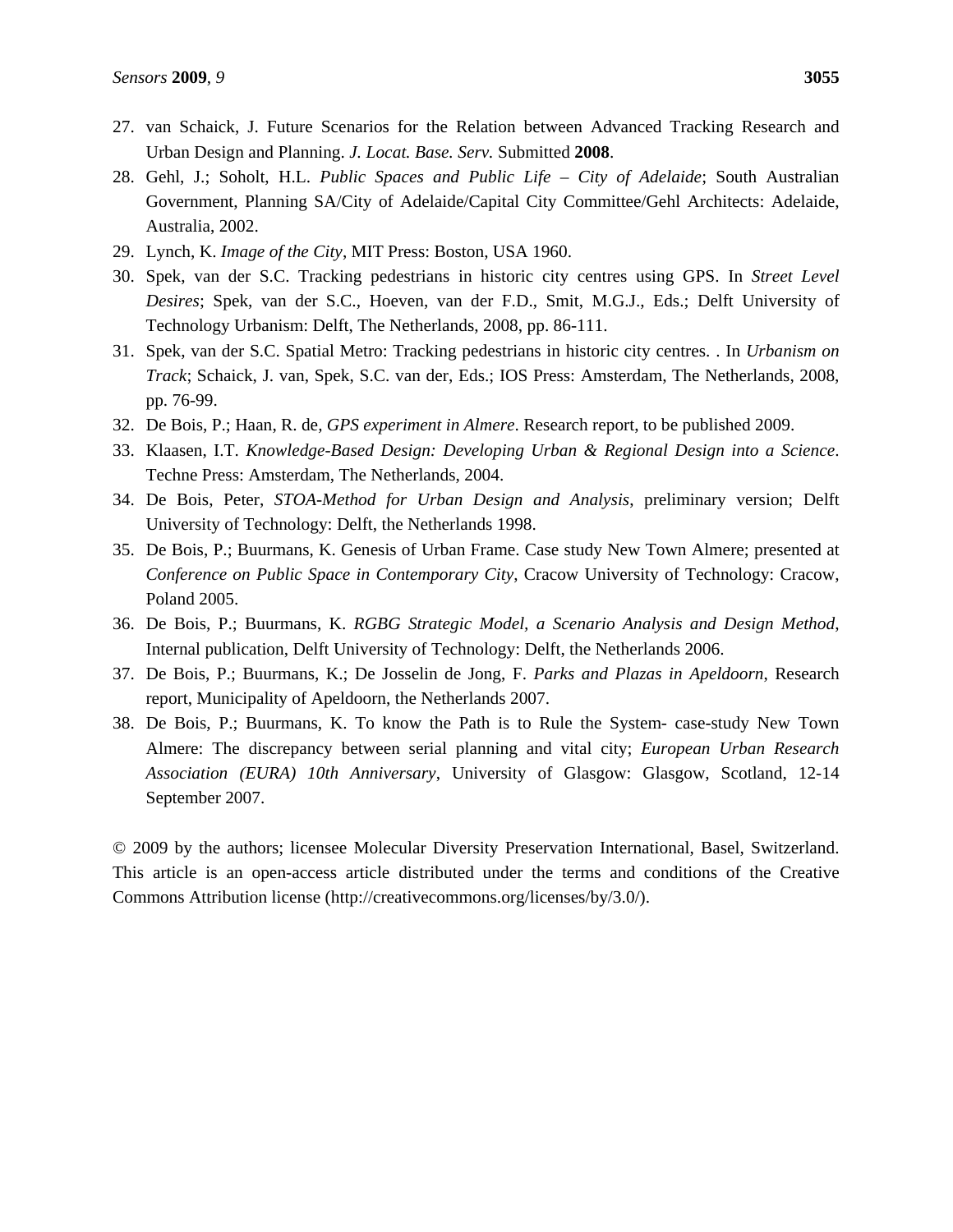27. van Schaick, J. Future Scenarios for the Relation between Advanced Tracking Research and Urban Design and Planning. *J. Locat. Base. Serv*. Submitted **2008**.
28. Gehl, J.; Soholt, H.L. *Public Spaces and Public Life – City of Adelaide*; South Australian Government, Planning SA/City of Adelaide/Capital City Committee/Gehl Architects: Adelaide, Australia, 2002.
29. Lynch, K. *Image of the City*, MIT Press: Boston, USA 1960.
30. Spek, van der S.C. Tracking pedestrians in historic city centres using GPS. In *Street Level Desires*; Spek, van der S.C., Hoeven, van der F.D., Smit, M.G.J., Eds.; Delft University of Technology Urbanism: Delft, The Netherlands, 2008, pp. 86-111.
31. Spek, van der S.C. Spatial Metro: Tracking pedestrians in historic city centres. . In *Urbanism on Track*; Schaick, J. van, Spek, S.C. van der, Eds.; IOS Press: Amsterdam, The Netherlands, 2008, pp. 76-99.
32. De Bois, P.; Haan, R. de, *GPS experiment in Almere*. Research report, to be published 2009.
33. Klaasen, I.T. *Knowledge-Based Design: Developing Urban & Regional Design into a Science*. Techne Press: Amsterdam, The Netherlands, 2004.
34. De Bois, Peter, *STOA-Method for Urban Design and Analysis*, preliminary version; Delft University of Technology: Delft, the Netherlands 1998.
35. De Bois, P.; Buurmans, K. Genesis of Urban Frame. Case study New Town Almere; presented at *Conference on Public Space in Contemporary City*, Cracow University of Technology: Cracow, Poland 2005.
36. De Bois, P.; Buurmans, K. *RGBG Strategic Model, a Scenario Analysis and Design Method*, Internal publication, Delft University of Technology: Delft, the Netherlands 2006.
37. De Bois, P.; Buurmans, K.; De Josselin de Jong, F. *Parks and Plazas in Apeldoorn*, Research report, Municipality of Apeldoorn, the Netherlands 2007.
38. De Bois, P.; Buurmans, K. To know the Path is to Rule the System- case-study New Town Almere: The discrepancy between serial planning and vital city; *European Urban Research Association (EURA) 10th Anniversary*, University of Glasgow: Glasgow, Scotland, 12-14 September 2007.

© 2009 by the authors; licensee Molecular Diversity Preservation International, Basel, Switzerland. This article is an open-access article distributed under the terms and conditions of the Creative Commons Attribution license (http://creativecommons.org/licenses/by/3.0/).